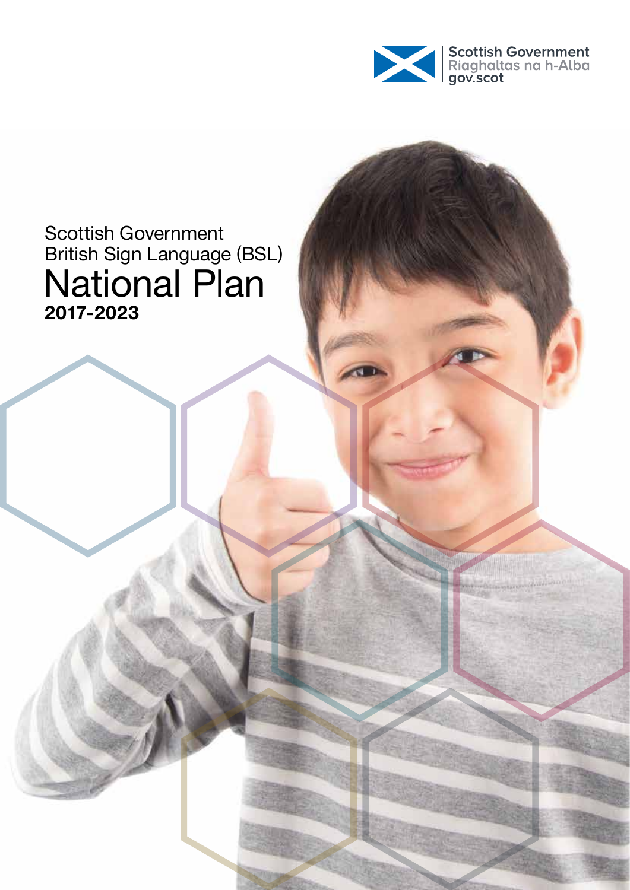Scottish Government
Riaghaltas na h-Alba
gov.scot

Scottish Government
British Sign Language (BSL)

# National Plan

**2017-2023**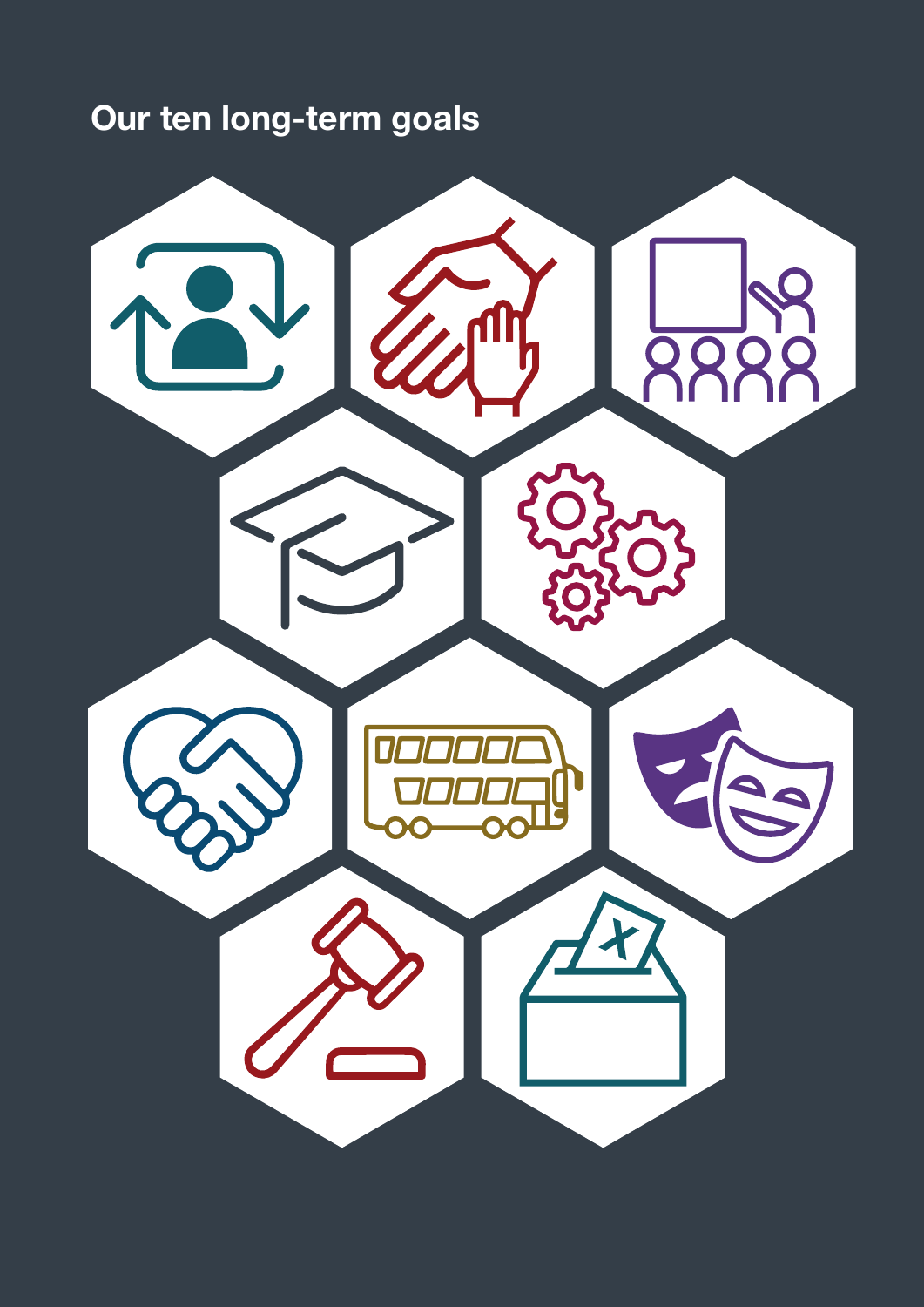## Our ten long-term goals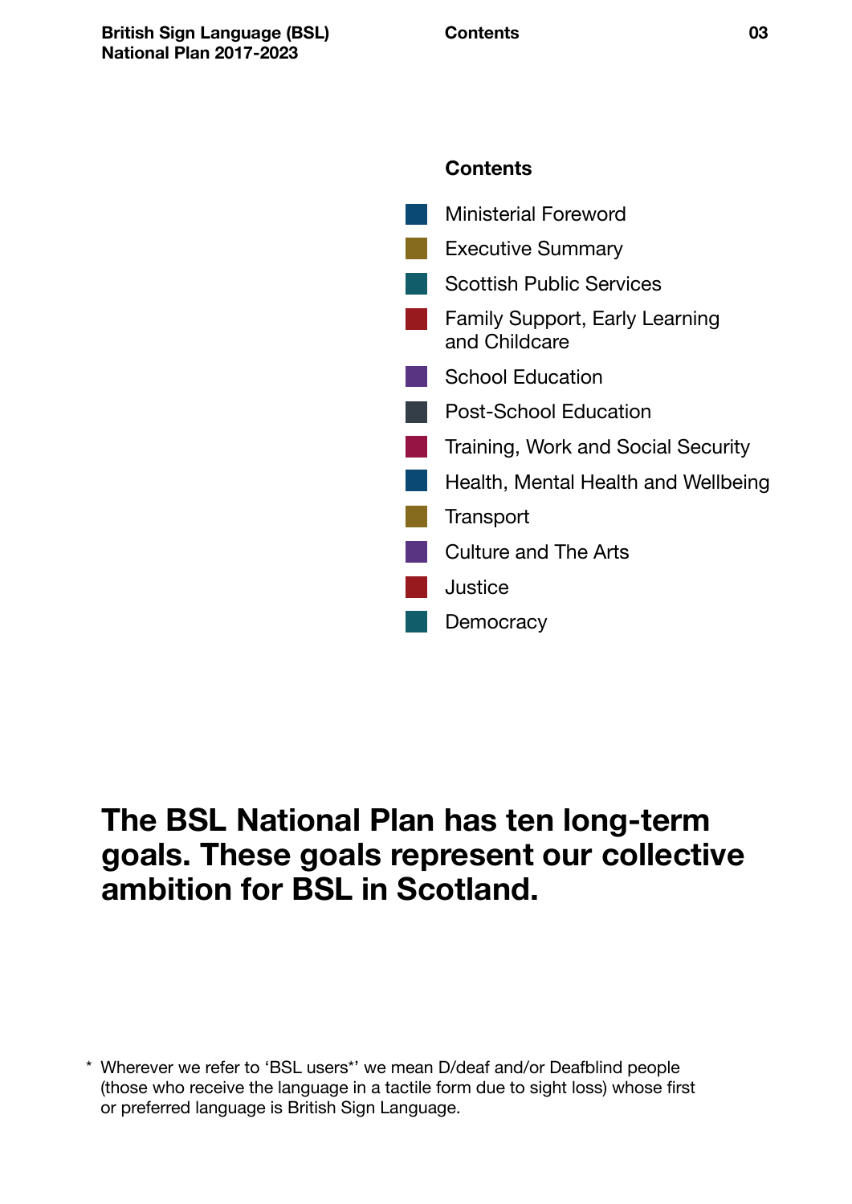## Contents

- Ministerial Foreword
- Executive Summary
- Scottish Public Services
- Family Support, Early Learning and Childcare
- School Education
- Post-School Education
- Training, Work and Social Security
- Health, Mental Health and Wellbeing
- Transport
- Culture and The Arts
- Justice
- Democracy

**The BSL National Plan has ten long-term goals. These goals represent our collective ambition for BSL in Scotland.**

\* Wherever we refer to 'BSL users*' we mean D/deaf and/or Deafblind people (those who receive the language in a tactile form due to sight loss) whose first or preferred language is British Sign Language.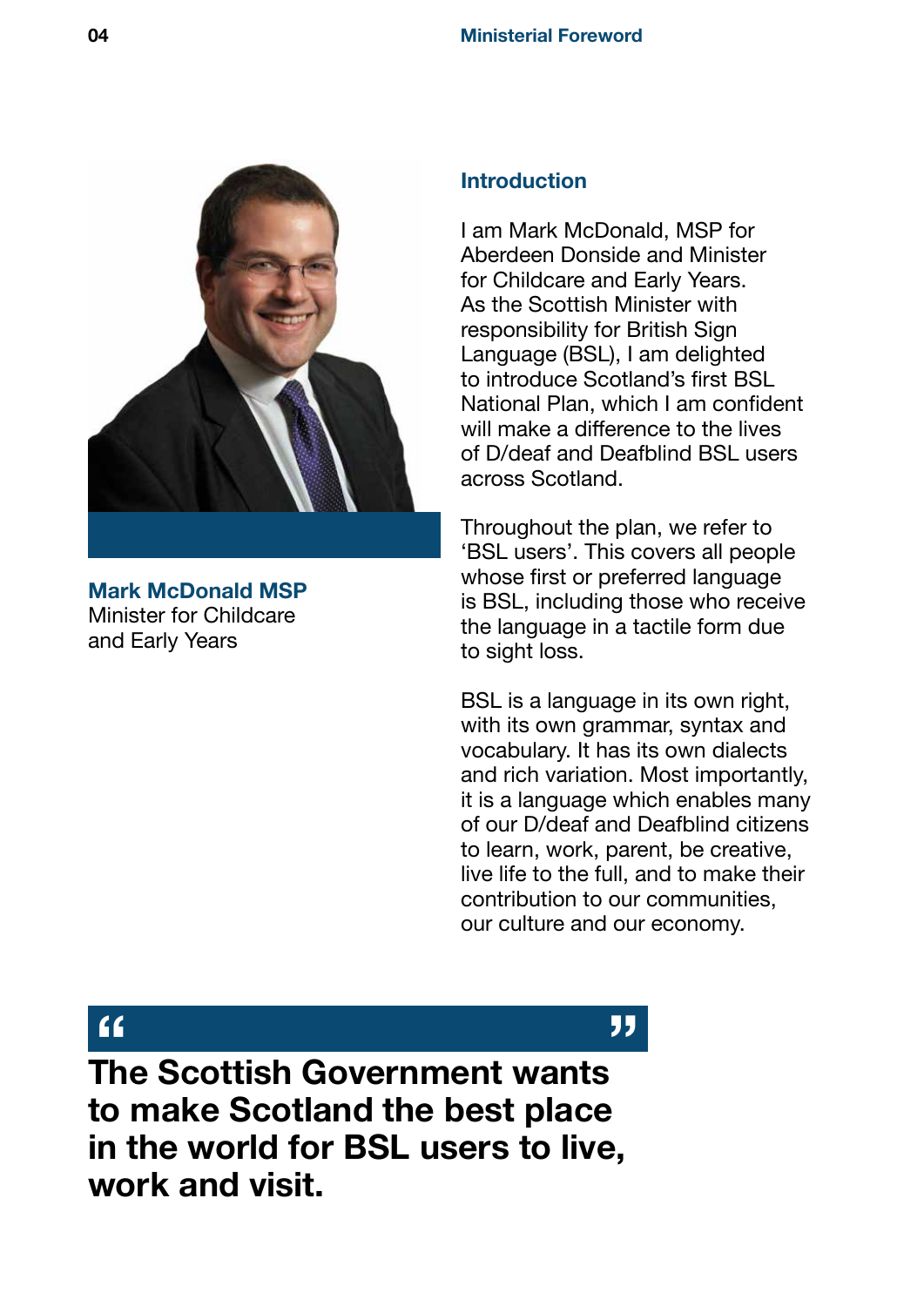**Mark McDonald MSP**
Minister for Childcare and Early Years

## Introduction

I am Mark McDonald, MSP for Aberdeen Donside and Minister for Childcare and Early Years. As the Scottish Minister with responsibility for British Sign Language (BSL), I am delighted to introduce Scotland's first BSL National Plan, which I am confident will make a difference to the lives of D/deaf and Deafblind BSL users across Scotland.

Throughout the plan, we refer to 'BSL users'. This covers all people whose first or preferred language is BSL, including those who receive the language in a tactile form due to sight loss.

BSL is a language in its own right, with its own grammar, syntax and vocabulary. It has its own dialects and rich variation. Most importantly, it is a language which enables many of our D/deaf and Deafblind citizens to learn, work, parent, be creative, live life to the full, and to make their contribution to our communities, our culture and our economy.

> **The Scottish Government wants to make Scotland the best place in the world for BSL users to live, work and visit.**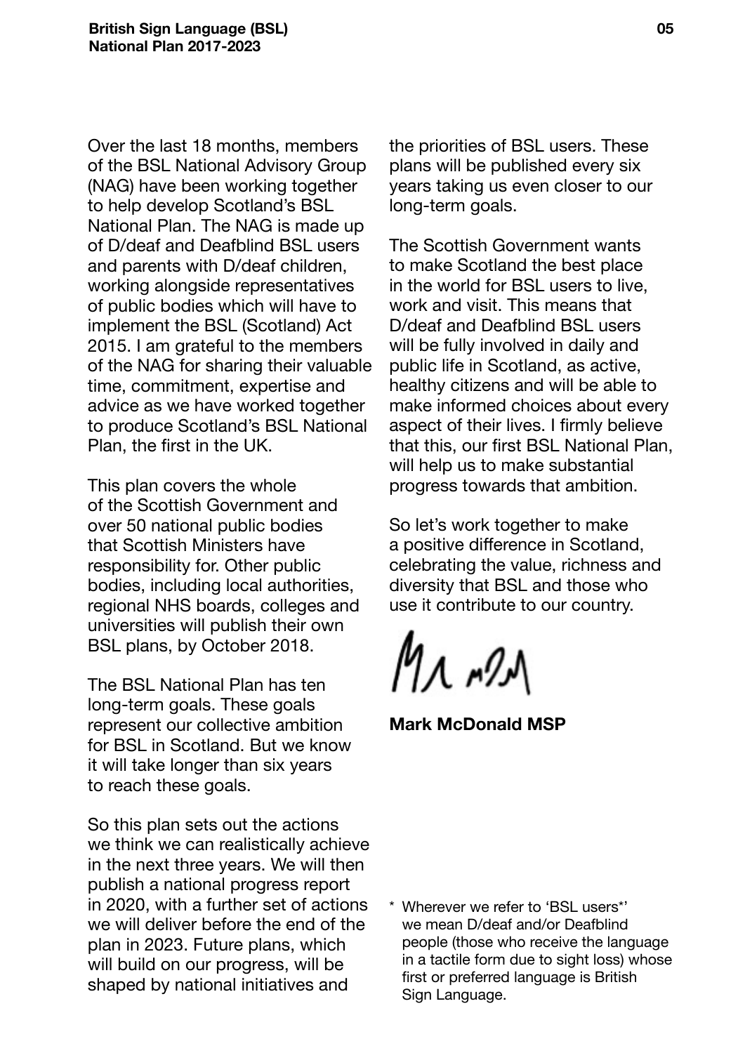Over the last 18 months, members of the BSL National Advisory Group (NAG) have been working together to help develop Scotland's BSL National Plan. The NAG is made up of D/deaf and Deafblind BSL users and parents with D/deaf children, working alongside representatives of public bodies which will have to implement the BSL (Scotland) Act 2015. I am grateful to the members of the NAG for sharing their valuable time, commitment, expertise and advice as we have worked together to produce Scotland's BSL National Plan, the first in the UK.

This plan covers the whole of the Scottish Government and over 50 national public bodies that Scottish Ministers have responsibility for. Other public bodies, including local authorities, regional NHS boards, colleges and universities will publish their own BSL plans, by October 2018.

The BSL National Plan has ten long-term goals. These goals represent our collective ambition for BSL in Scotland. But we know it will take longer than six years to reach these goals.

So this plan sets out the actions we think we can realistically achieve in the next three years. We will then publish a national progress report in 2020, with a further set of actions we will deliver before the end of the plan in 2023. Future plans, which will build on our progress, will be shaped by national initiatives and the priorities of BSL users. These plans will be published every six years taking us even closer to our long-term goals.

The Scottish Government wants to make Scotland the best place in the world for BSL users to live, work and visit. This means that D/deaf and Deafblind BSL users will be fully involved in daily and public life in Scotland, as active, healthy citizens and will be able to make informed choices about every aspect of their lives. I firmly believe that this, our first BSL National Plan, will help us to make substantial progress towards that ambition.

So let's work together to make a positive difference in Scotland, celebrating the value, richness and diversity that BSL and those who use it contribute to our country.

**Mark McDonald MSP**

\* Wherever we refer to 'BSL users\*' we mean D/deaf and/or Deafblind people (those who receive the language in a tactile form due to sight loss) whose first or preferred language is British Sign Language.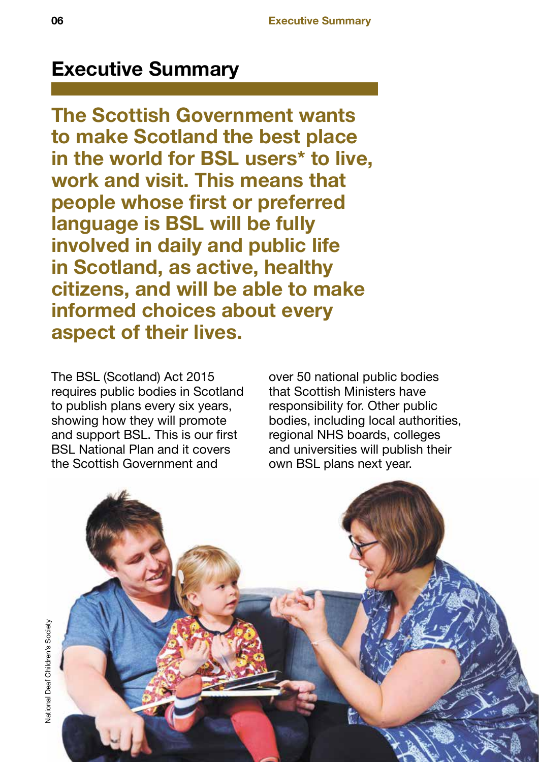# Executive Summary

**The Scottish Government wants to make Scotland the best place in the world for BSL users* to live, work and visit. This means that people whose first or preferred language is BSL will be fully involved in daily and public life in Scotland, as active, healthy citizens, and will be able to make informed choices about every aspect of their lives.**

The BSL (Scotland) Act 2015 requires public bodies in Scotland to publish plans every six years, showing how they will promote and support BSL. This is our first BSL National Plan and it covers the Scottish Government and over 50 national public bodies that Scottish Ministers have responsibility for. Other public bodies, including local authorities, regional NHS boards, colleges and universities will publish their own BSL plans next year.

National Deaf Children's Society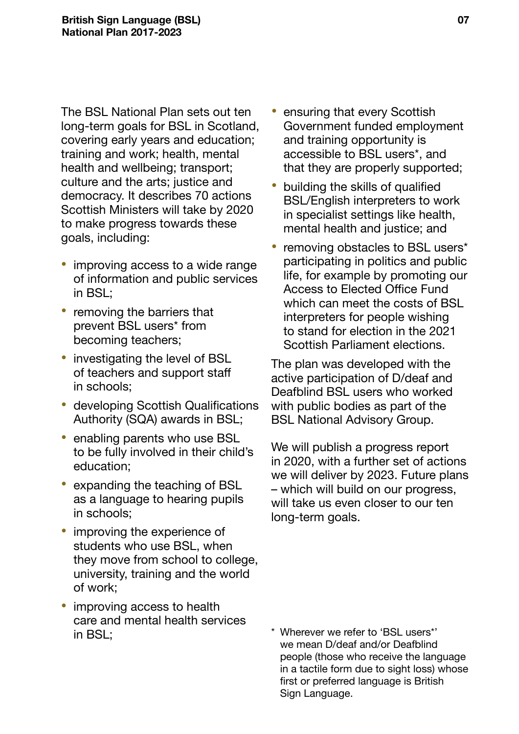The BSL National Plan sets out ten long-term goals for BSL in Scotland, covering early years and education; training and work; health, mental health and wellbeing; transport; culture and the arts; justice and democracy. It describes 70 actions Scottish Ministers will take by 2020 to make progress towards these goals, including:

- improving access to a wide range of information and public services in BSL;
- removing the barriers that prevent BSL users* from becoming teachers;
- investigating the level of BSL of teachers and support staff in schools;
- developing Scottish Qualifications Authority (SQA) awards in BSL;
- enabling parents who use BSL to be fully involved in their child's education;
- expanding the teaching of BSL as a language to hearing pupils in schools;
- improving the experience of students who use BSL, when they move from school to college, university, training and the world of work;
- improving access to health care and mental health services in BSL;
- ensuring that every Scottish Government funded employment and training opportunity is accessible to BSL users*, and that they are properly supported;
- building the skills of qualified BSL/English interpreters to work in specialist settings like health, mental health and justice; and
- removing obstacles to BSL users* participating in politics and public life, for example by promoting our Access to Elected Office Fund which can meet the costs of BSL interpreters for people wishing to stand for election in the 2021 Scottish Parliament elections.

The plan was developed with the active participation of D/deaf and Deafblind BSL users who worked with public bodies as part of the BSL National Advisory Group.

We will publish a progress report in 2020, with a further set of actions we will deliver by 2023. Future plans – which will build on our progress, will take us even closer to our ten long-term goals.

\* Wherever we refer to 'BSL users*' we mean D/deaf and/or Deafblind people (those who receive the language in a tactile form due to sight loss) whose first or preferred language is British Sign Language.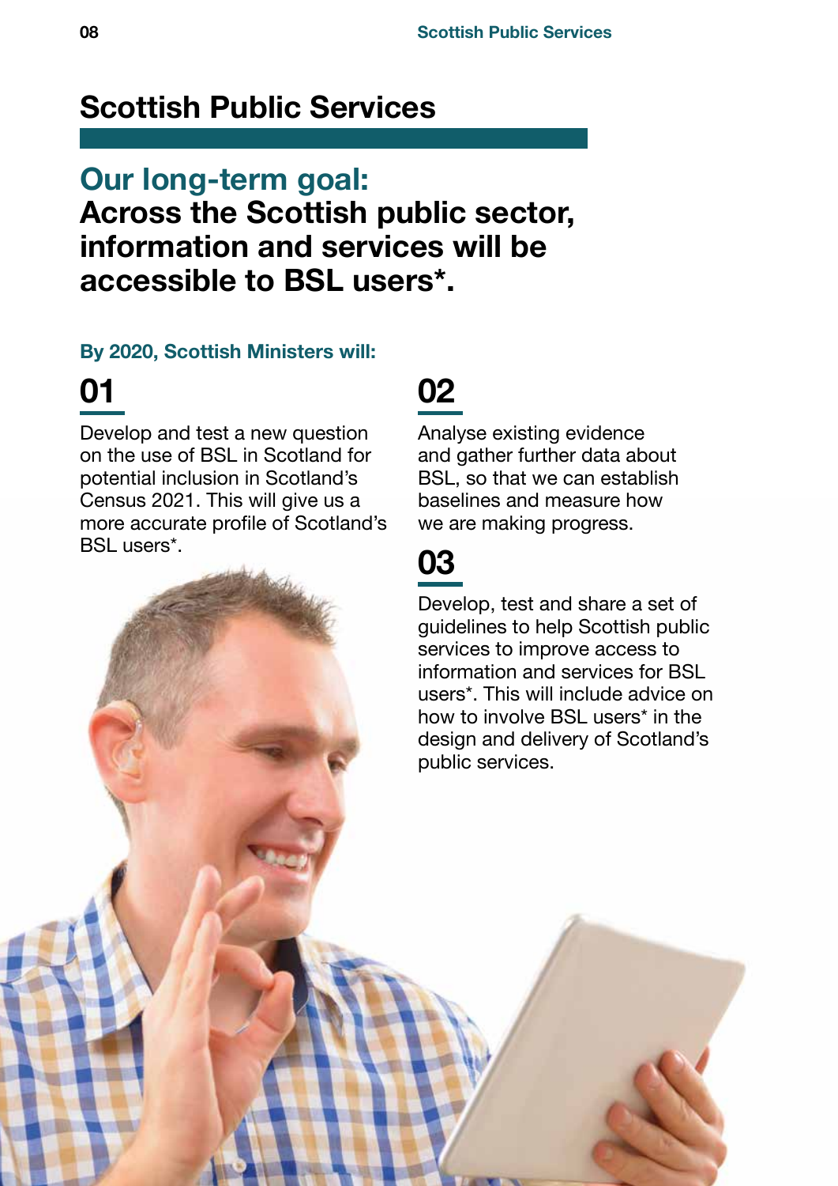# Scottish Public Services

## Our long-term goal:

**Across the Scottish public sector, information and services will be accessible to BSL users*.**

**By 2020, Scottish Ministers will:**

### 01

Develop and test a new question on the use of BSL in Scotland for potential inclusion in Scotland's Census 2021. This will give us a more accurate profile of Scotland's BSL users*.

### 02

Analyse existing evidence and gather further data about BSL, so that we can establish baselines and measure how we are making progress.

### 03

Develop, test and share a set of guidelines to help Scottish public services to improve access to information and services for BSL users*. This will include advice on how to involve BSL users* in the design and delivery of Scotland's public services.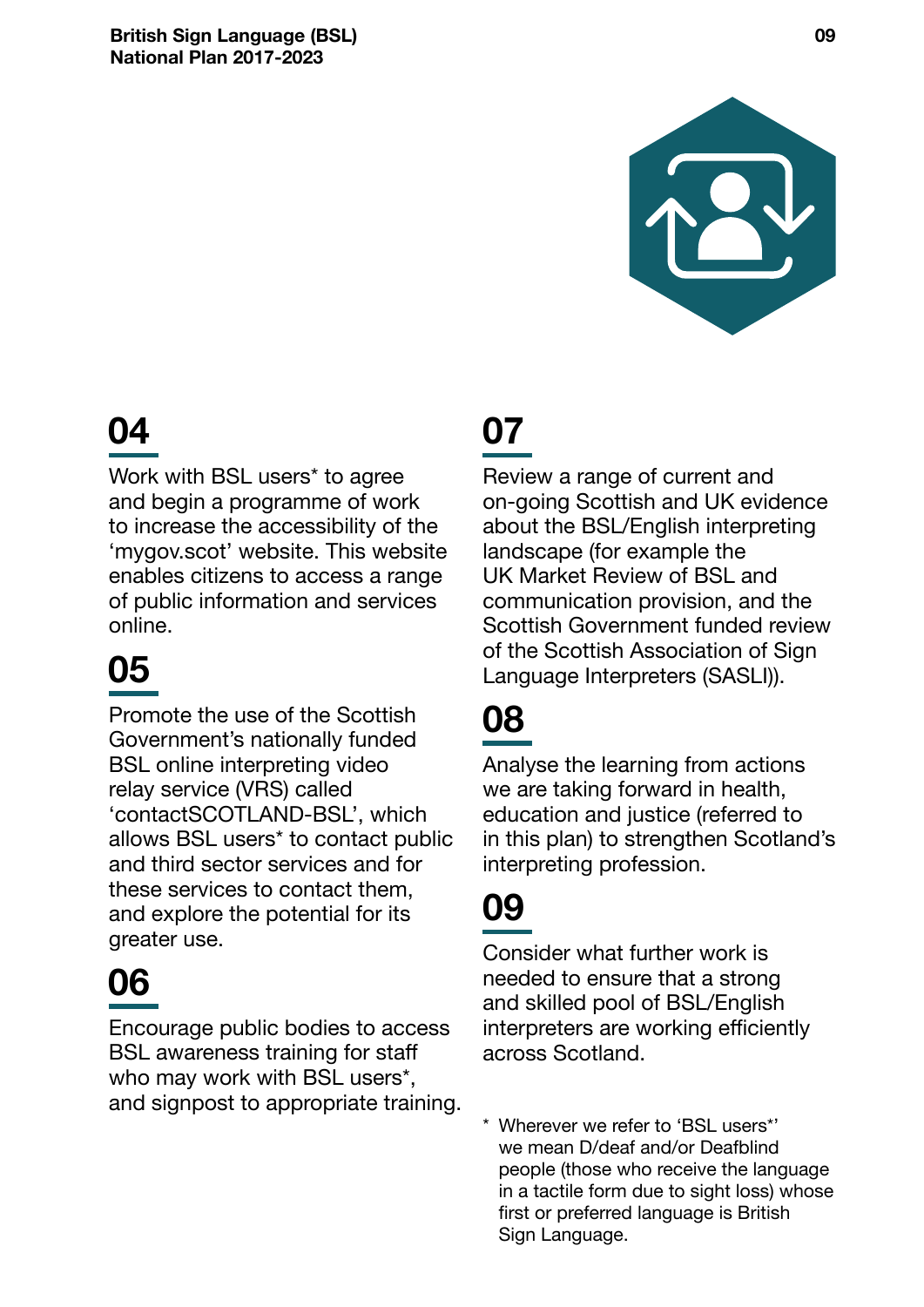## 04

Work with BSL users* to agree and begin a programme of work to increase the accessibility of the 'mygov.scot' website. This website enables citizens to access a range of public information and services online.

## 05

Promote the use of the Scottish Government's nationally funded BSL online interpreting video relay service (VRS) called 'contactSCOTLAND-BSL', which allows BSL users* to contact public and third sector services and for these services to contact them, and explore the potential for its greater use.

## 06

Encourage public bodies to access BSL awareness training for staff who may work with BSL users*, and signpost to appropriate training.

## 07

Review a range of current and on-going Scottish and UK evidence about the BSL/English interpreting landscape (for example the UK Market Review of BSL and communication provision, and the Scottish Government funded review of the Scottish Association of Sign Language Interpreters (SASLI)).

## 08

Analyse the learning from actions we are taking forward in health, education and justice (referred to in this plan) to strengthen Scotland's interpreting profession.

## 09

Consider what further work is needed to ensure that a strong and skilled pool of BSL/English interpreters are working efficiently across Scotland.

\* Wherever we refer to 'BSL users*' we mean D/deaf and/or Deafblind people (those who receive the language in a tactile form due to sight loss) whose first or preferred language is British Sign Language.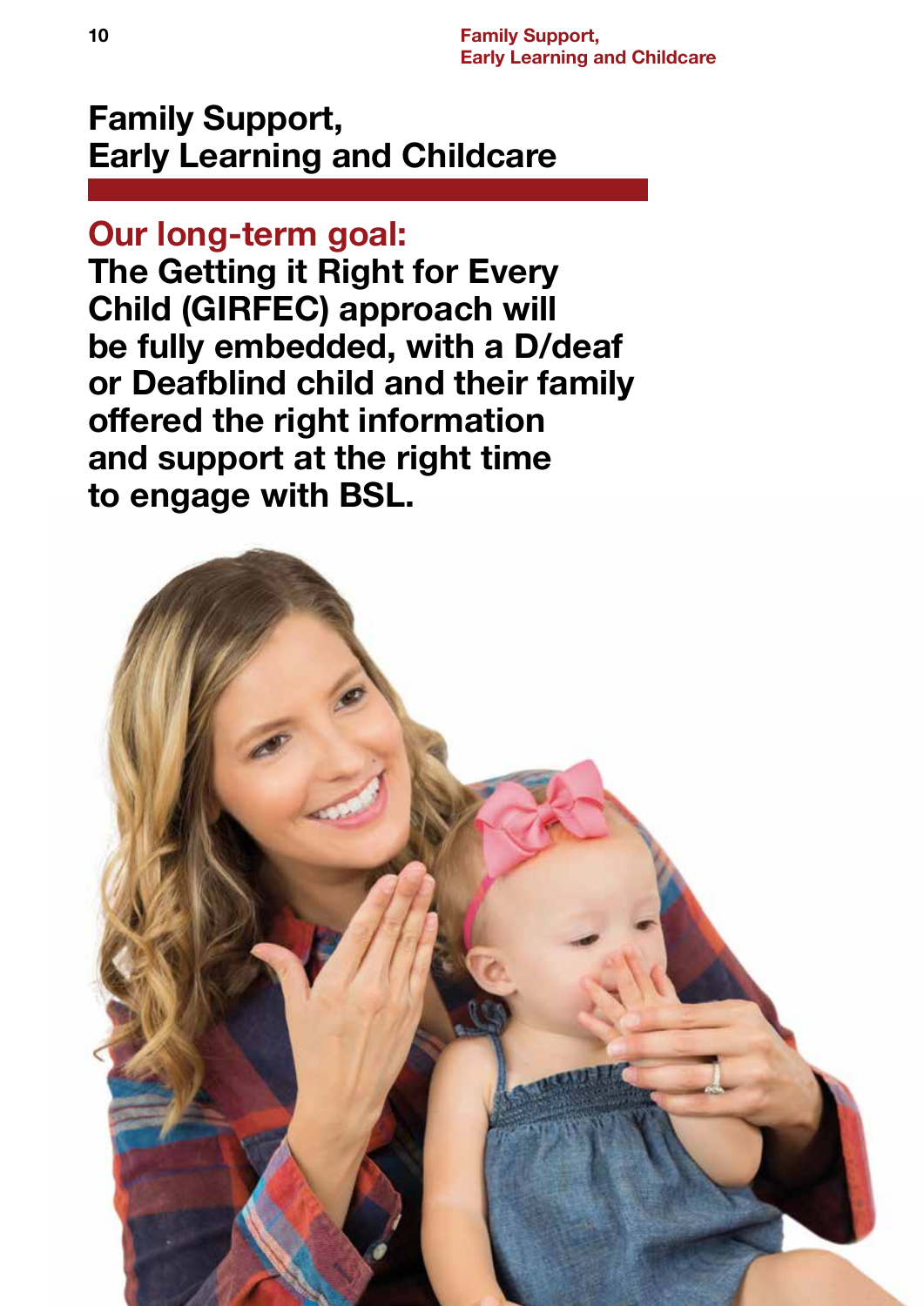# Family Support, Early Learning and Childcare

## Our long-term goal:

**The Getting it Right for Every Child (GIRFEC) approach will be fully embedded, with a D/deaf or Deafblind child and their family offered the right information and support at the right time to engage with BSL.**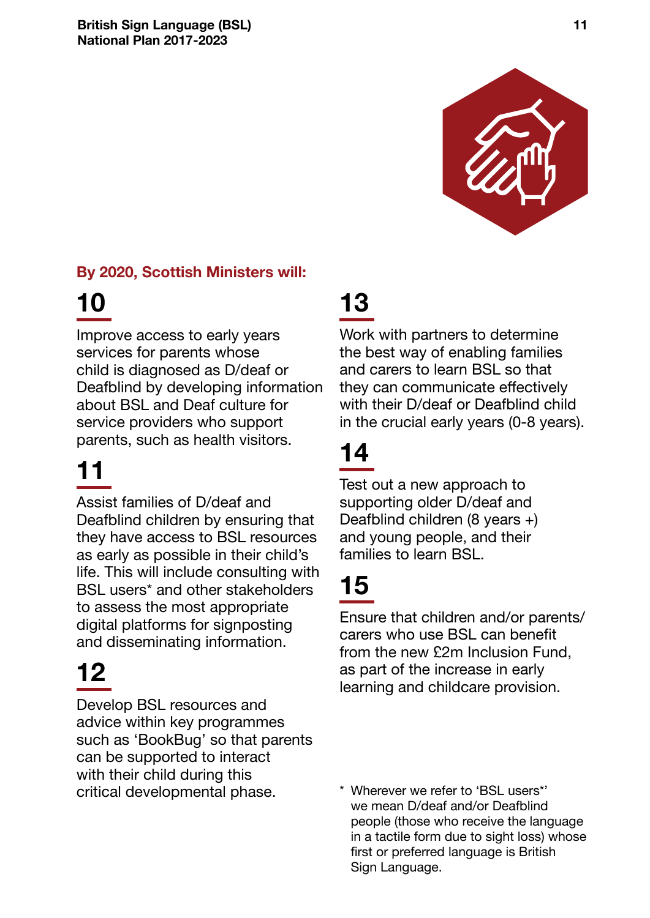**By 2020, Scottish Ministers will:**

## 10

Improve access to early years services for parents whose child is diagnosed as D/deaf or Deafblind by developing information about BSL and Deaf culture for service providers who support parents, such as health visitors.

## 11

Assist families of D/deaf and Deafblind children by ensuring that they have access to BSL resources as early as possible in their child's life. This will include consulting with BSL users* and other stakeholders to assess the most appropriate digital platforms for signposting and disseminating information.

## 12

Develop BSL resources and advice within key programmes such as 'BookBug' so that parents can be supported to interact with their child during this critical developmental phase.

## 13

Work with partners to determine the best way of enabling families and carers to learn BSL so that they can communicate effectively with their D/deaf or Deafblind child in the crucial early years (0-8 years).

## 14

Test out a new approach to supporting older D/deaf and Deafblind children (8 years +) and young people, and their families to learn BSL.

## 15

Ensure that children and/or parents/carers who use BSL can benefit from the new £2m Inclusion Fund, as part of the increase in early learning and childcare provision.

\* Wherever we refer to 'BSL users*' we mean D/deaf and/or Deafblind people (those who receive the language in a tactile form due to sight loss) whose first or preferred language is British Sign Language.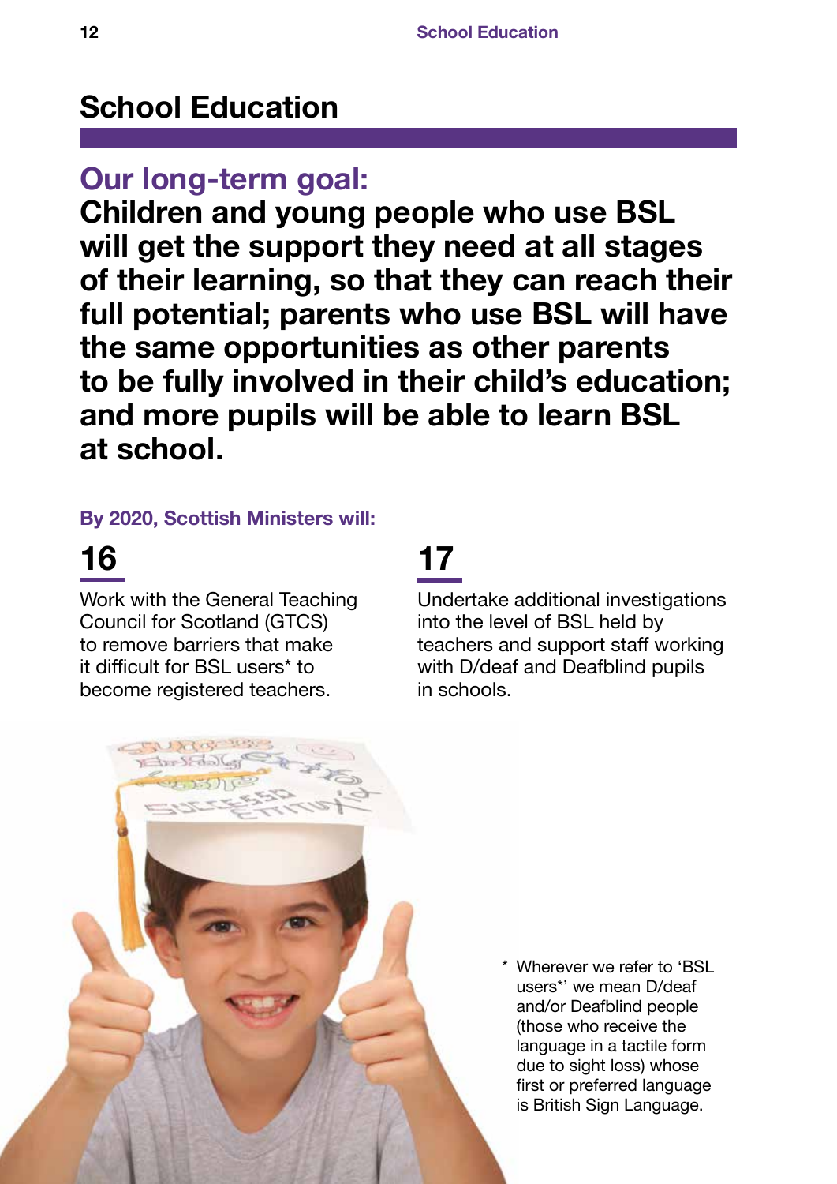# School Education

## Our long-term goal:

**Children and young people who use BSL will get the support they need at all stages of their learning, so that they can reach their full potential; parents who use BSL will have the same opportunities as other parents to be fully involved in their child's education; and more pupils will be able to learn BSL at school.**

**By 2020, Scottish Ministers will:**

### 16

Work with the General Teaching Council for Scotland (GTCS) to remove barriers that make it difficult for BSL users* to become registered teachers.

### 17

Undertake additional investigations into the level of BSL held by teachers and support staff working with D/deaf and Deafblind pupils in schools.

* Wherever we refer to 'BSL users*' we mean D/deaf and/or Deafblind people (those who receive the language in a tactile form due to sight loss) whose first or preferred language is British Sign Language.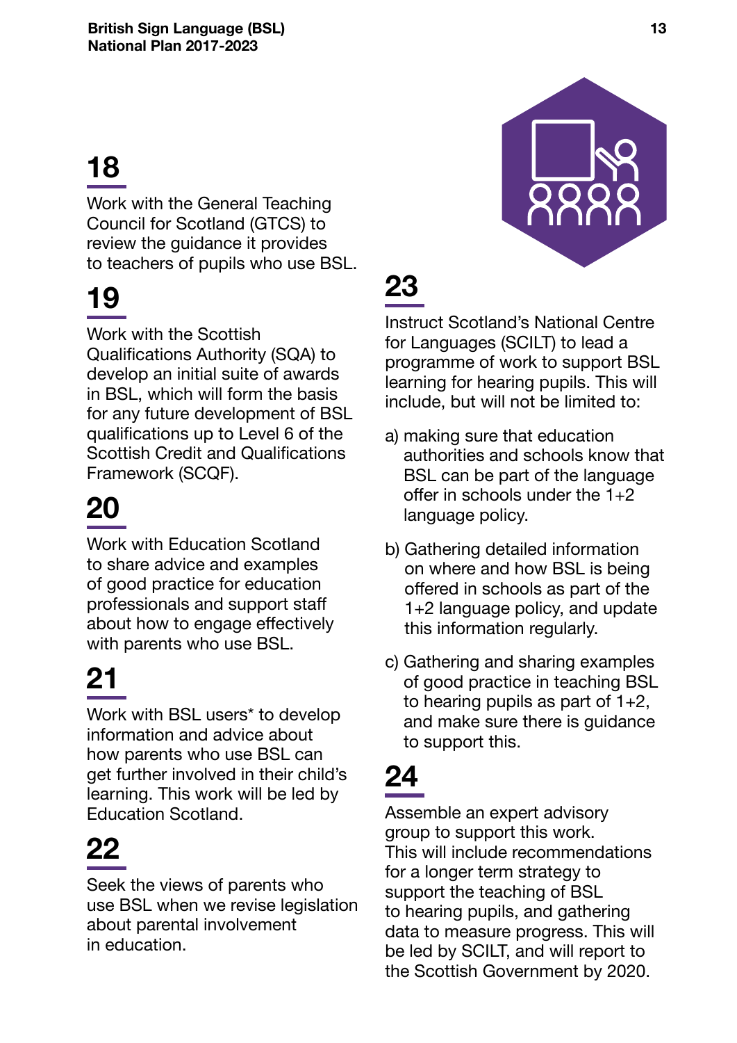## 18

Work with the General Teaching Council for Scotland (GTCS) to review the guidance it provides to teachers of pupils who use BSL.

## 19

Work with the Scottish Qualifications Authority (SQA) to develop an initial suite of awards in BSL, which will form the basis for any future development of BSL qualifications up to Level 6 of the Scottish Credit and Qualifications Framework (SCQF).

## 20

Work with Education Scotland to share advice and examples of good practice for education professionals and support staff about how to engage effectively with parents who use BSL.

## 21

Work with BSL users* to develop information and advice about how parents who use BSL can get further involved in their child's learning. This work will be led by Education Scotland.

## 22

Seek the views of parents who use BSL when we revise legislation about parental involvement in education.

## 23

Instruct Scotland's National Centre for Languages (SCILT) to lead a programme of work to support BSL learning for hearing pupils. This will include, but will not be limited to:

a) making sure that education authorities and schools know that BSL can be part of the language offer in schools under the 1+2 language policy.

b) Gathering detailed information on where and how BSL is being offered in schools as part of the 1+2 language policy, and update this information regularly.

c) Gathering and sharing examples of good practice in teaching BSL to hearing pupils as part of 1+2, and make sure there is guidance to support this.

## 24

Assemble an expert advisory group to support this work. This will include recommendations for a longer term strategy to support the teaching of BSL to hearing pupils, and gathering data to measure progress. This will be led by SCILT, and will report to the Scottish Government by 2020.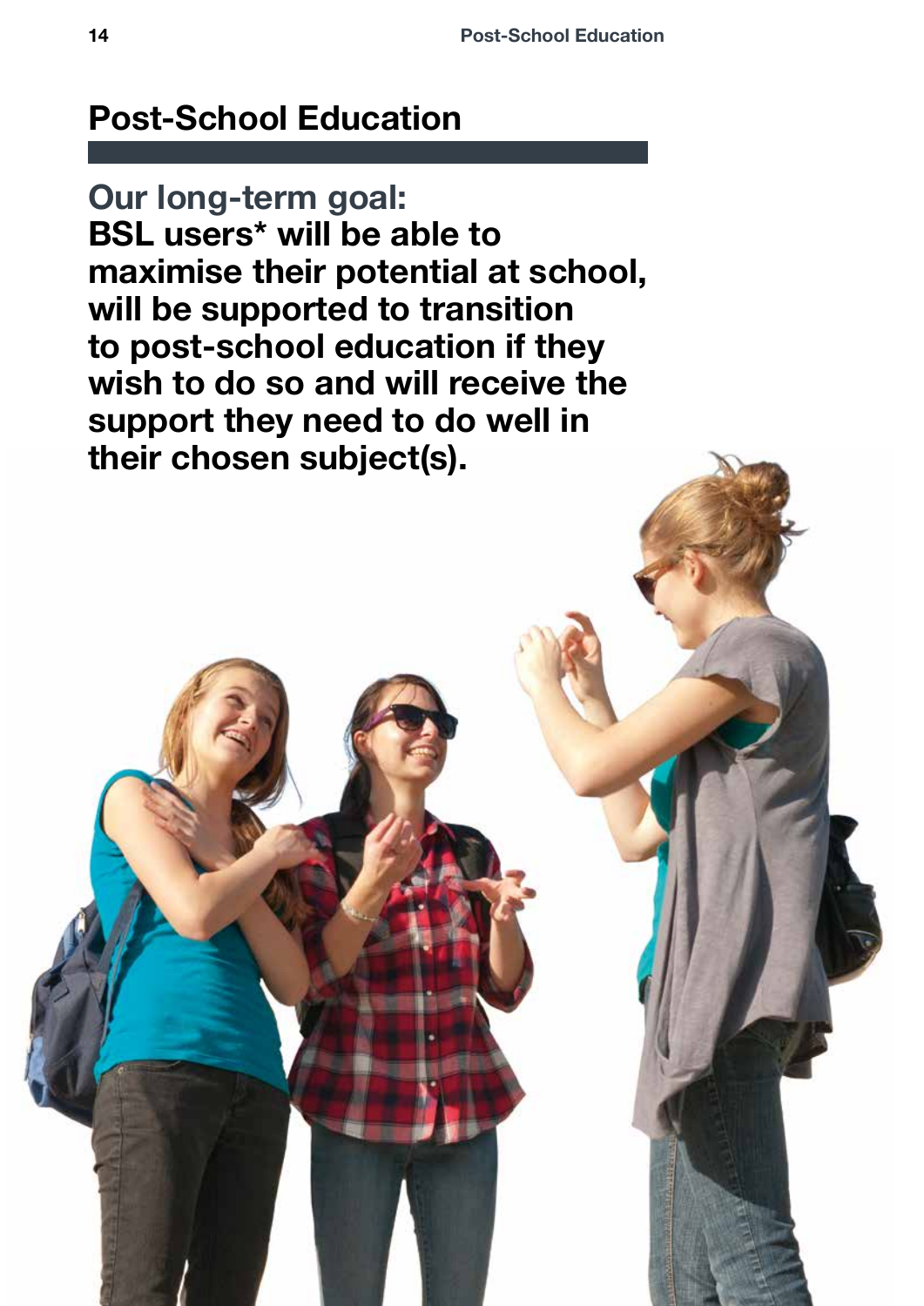# Post-School Education

## Our long-term goal:

**BSL users* will be able to maximise their potential at school, will be supported to transition to post-school education if they wish to do so and will receive the support they need to do well in their chosen subject(s).**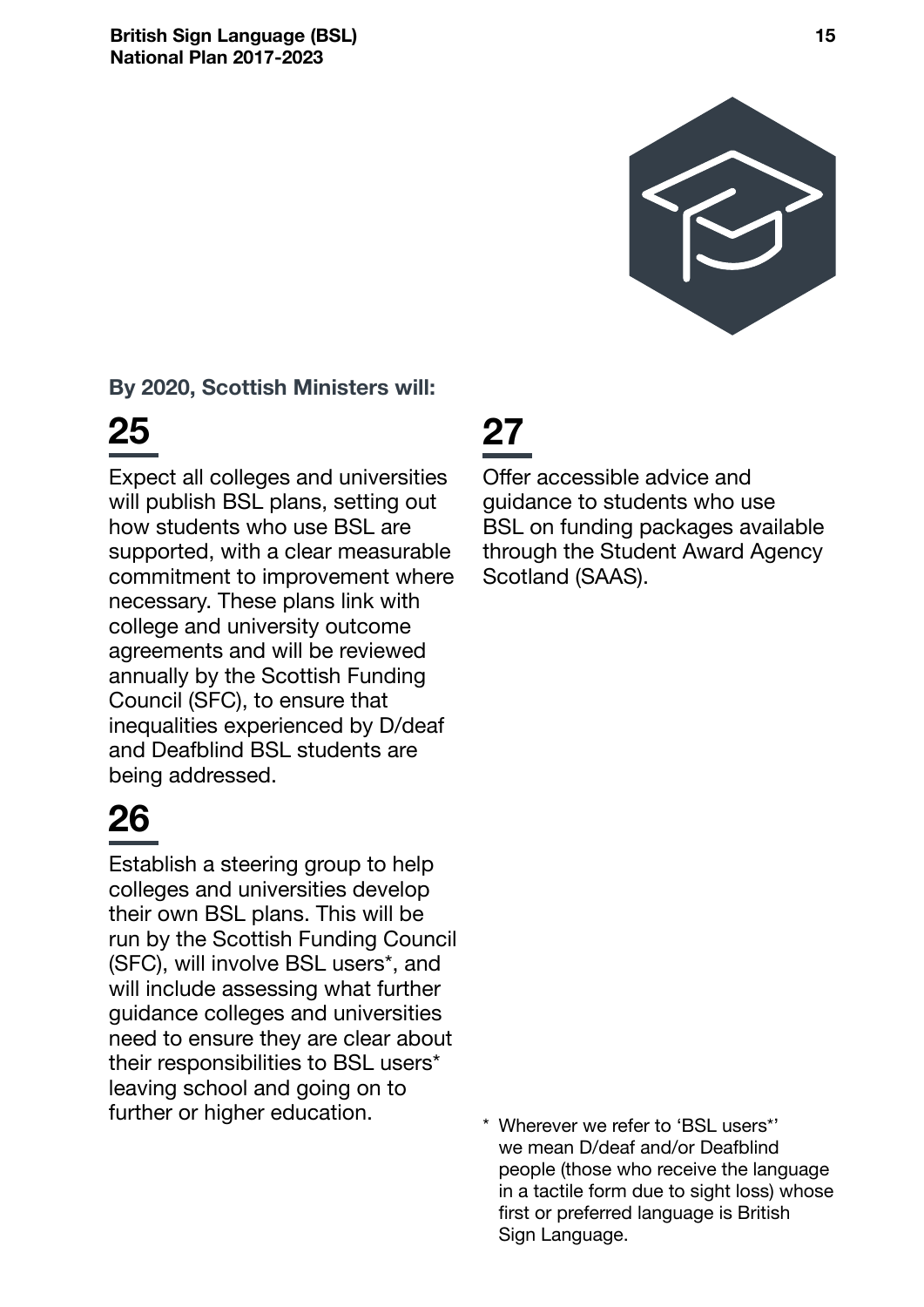**By 2020, Scottish Ministers will:**

## 25

Expect all colleges and universities will publish BSL plans, setting out how students who use BSL are supported, with a clear measurable commitment to improvement where necessary. These plans link with college and university outcome agreements and will be reviewed annually by the Scottish Funding Council (SFC), to ensure that inequalities experienced by D/deaf and Deafblind BSL students are being addressed.

## 26

Establish a steering group to help colleges and universities develop their own BSL plans. This will be run by the Scottish Funding Council (SFC), will involve BSL users*, and will include assessing what further guidance colleges and universities need to ensure they are clear about their responsibilities to BSL users* leaving school and going on to further or higher education.

## 27

Offer accessible advice and guidance to students who use BSL on funding packages available through the Student Award Agency Scotland (SAAS).

\* Wherever we refer to 'BSL users*' we mean D/deaf and/or Deafblind people (those who receive the language in a tactile form due to sight loss) whose first or preferred language is British Sign Language.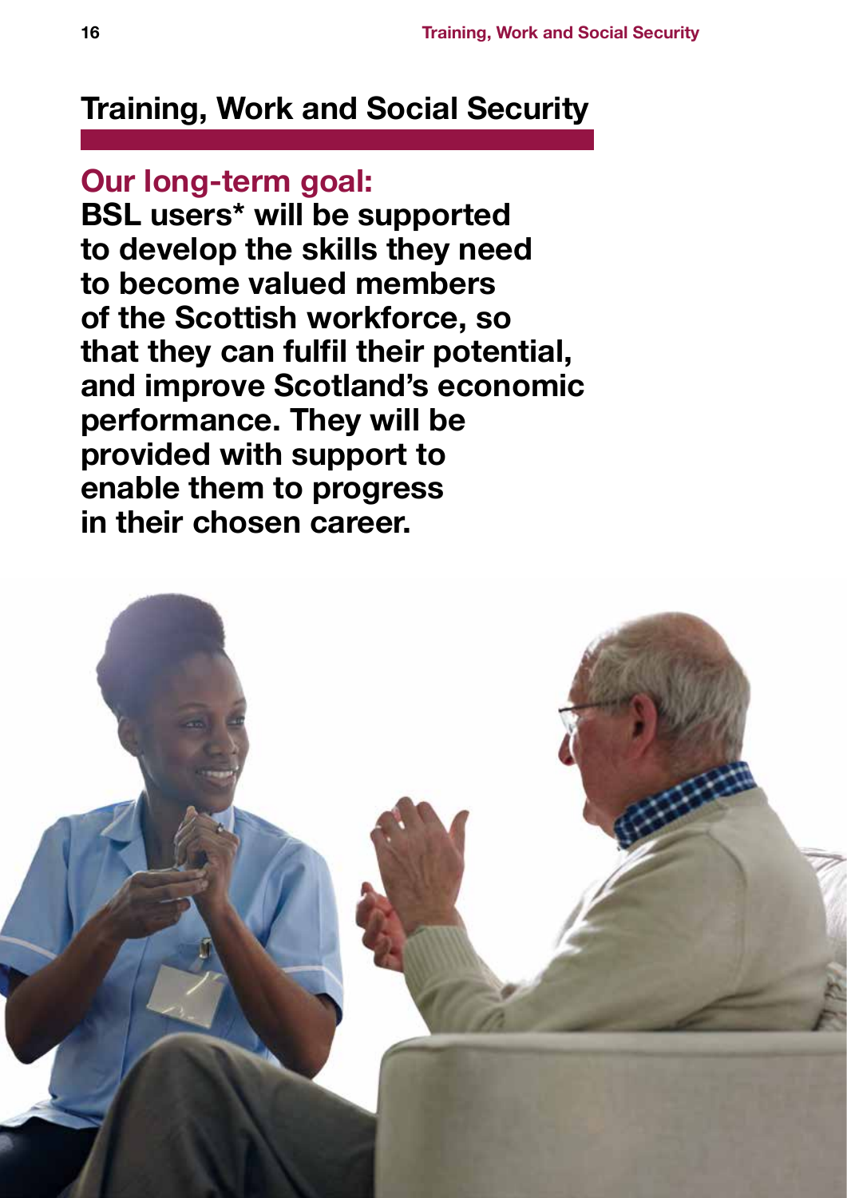# Training, Work and Social Security

## Our long-term goal:

**BSL users* will be supported to develop the skills they need to become valued members of the Scottish workforce, so that they can fulfil their potential, and improve Scotland's economic performance. They will be provided with support to enable them to progress in their chosen career.**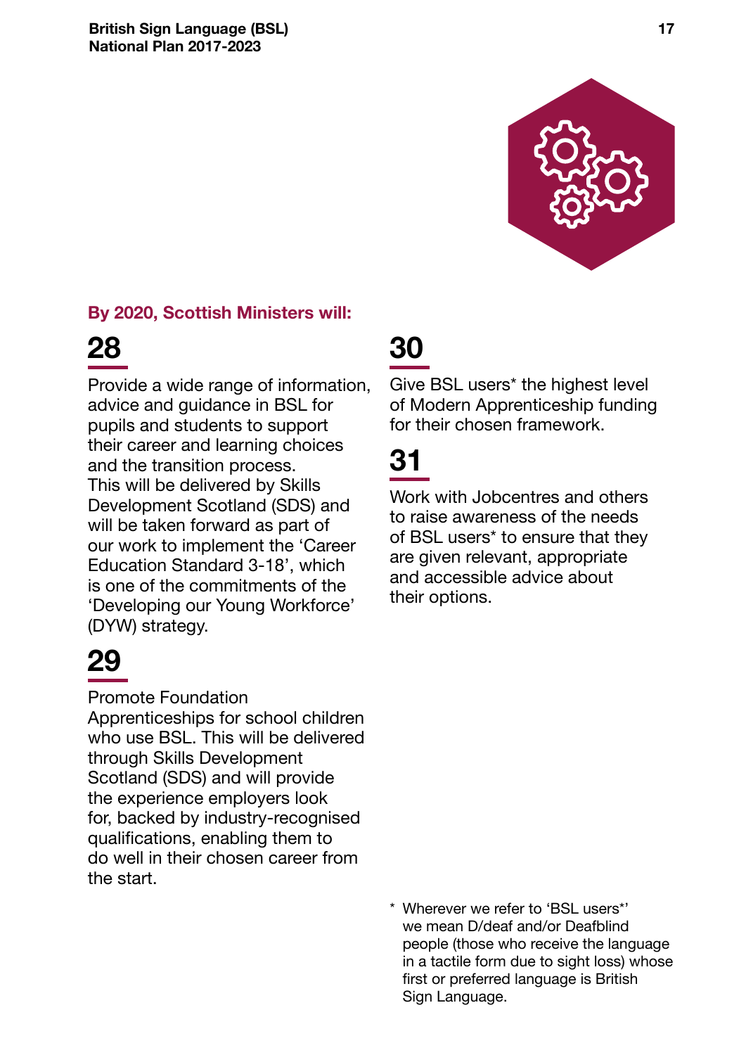**By 2020, Scottish Ministers will:**

## 28

Provide a wide range of information, advice and guidance in BSL for pupils and students to support their career and learning choices and the transition process. This will be delivered by Skills Development Scotland (SDS) and will be taken forward as part of our work to implement the 'Career Education Standard 3-18', which is one of the commitments of the 'Developing our Young Workforce' (DYW) strategy.

## 29

Promote Foundation Apprenticeships for school children who use BSL. This will be delivered through Skills Development Scotland (SDS) and will provide the experience employers look for, backed by industry-recognised qualifications, enabling them to do well in their chosen career from the start.

## 30

Give BSL users* the highest level of Modern Apprenticeship funding for their chosen framework.

## 31

Work with Jobcentres and others to raise awareness of the needs of BSL users* to ensure that they are given relevant, appropriate and accessible advice about their options.

\* Wherever we refer to 'BSL users*' we mean D/deaf and/or Deafblind people (those who receive the language in a tactile form due to sight loss) whose first or preferred language is British Sign Language.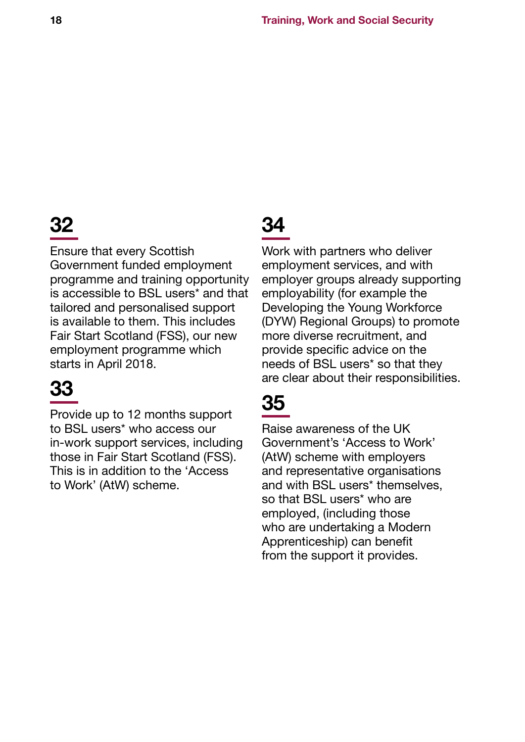## 32

Ensure that every Scottish Government funded employment programme and training opportunity is accessible to BSL users* and that tailored and personalised support is available to them. This includes Fair Start Scotland (FSS), our new employment programme which starts in April 2018.

## 33

Provide up to 12 months support to BSL users* who access our in-work support services, including those in Fair Start Scotland (FSS). This is in addition to the 'Access to Work' (AtW) scheme.

## 34

Work with partners who deliver employment services, and with employer groups already supporting employability (for example the Developing the Young Workforce (DYW) Regional Groups) to promote more diverse recruitment, and provide specific advice on the needs of BSL users* so that they are clear about their responsibilities.

## 35

Raise awareness of the UK Government's 'Access to Work' (AtW) scheme with employers and representative organisations and with BSL users* themselves, so that BSL users* who are employed, (including those who are undertaking a Modern Apprenticeship) can benefit from the support it provides.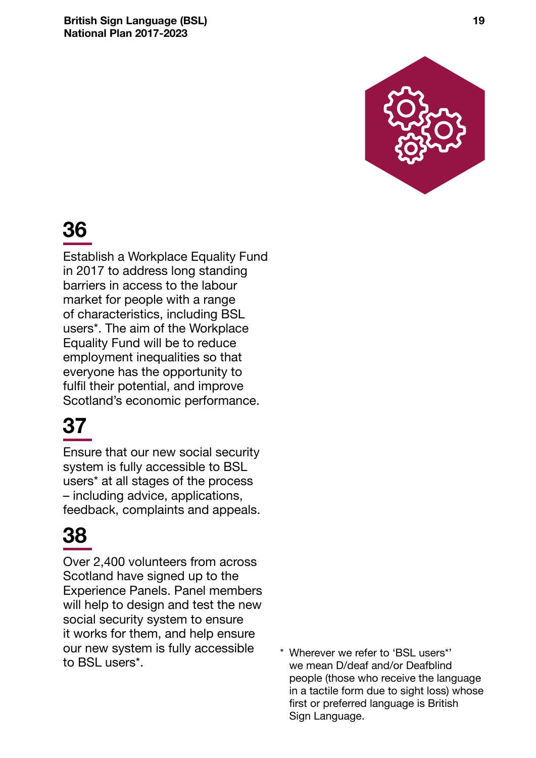## 36

Establish a Workplace Equality Fund in 2017 to address long standing barriers in access to the labour market for people with a range of characteristics, including BSL users*. The aim of the Workplace Equality Fund will be to reduce employment inequalities so that everyone has the opportunity to fulfil their potential, and improve Scotland's economic performance.

## 37

Ensure that our new social security system is fully accessible to BSL users* at all stages of the process – including advice, applications, feedback, complaints and appeals.

## 38

Over 2,400 volunteers from across Scotland have signed up to the Experience Panels. Panel members will help to design and test the new social security system to ensure it works for them, and help ensure our new system is fully accessible to BSL users*.

\* Wherever we refer to 'BSL users*' we mean D/deaf and/or Deafblind people (those who receive the language in a tactile form due to sight loss) whose first or preferred language is British Sign Language.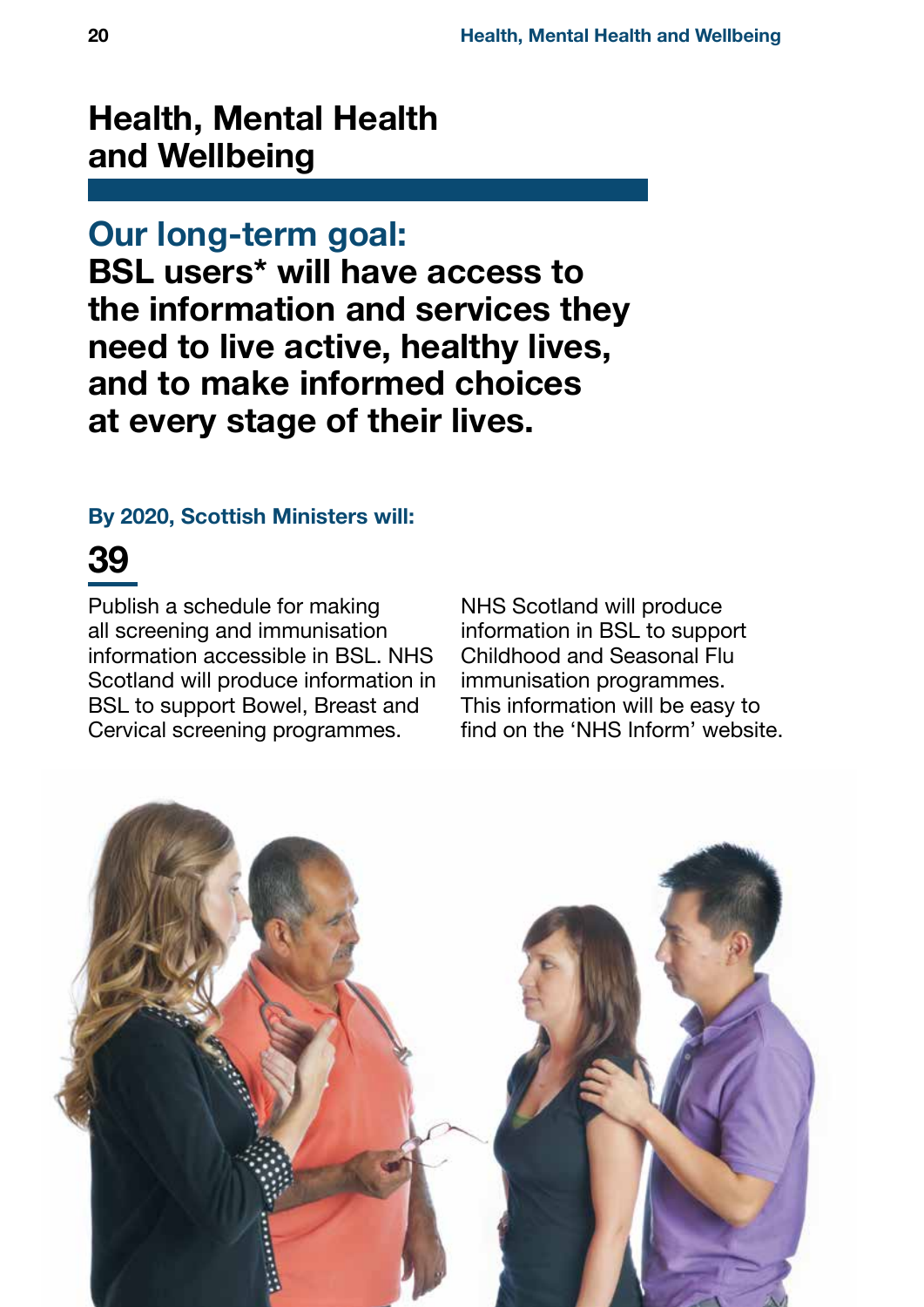# Health, Mental Health and Wellbeing

## Our long-term goal:

**BSL users* will have access to the information and services they need to live active, healthy lives, and to make informed choices at every stage of their lives.**

**By 2020, Scottish Ministers will:**

### 39

Publish a schedule for making all screening and immunisation information accessible in BSL. NHS Scotland will produce information in BSL to support Bowel, Breast and Cervical screening programmes. NHS Scotland will produce information in BSL to support Childhood and Seasonal Flu immunisation programmes. This information will be easy to find on the 'NHS Inform' website.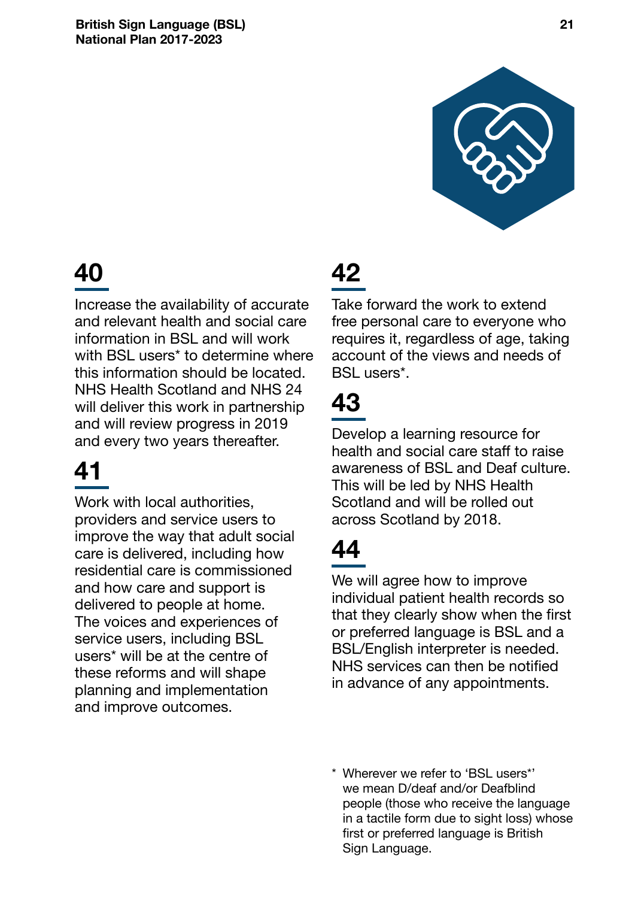## 40

Increase the availability of accurate and relevant health and social care information in BSL and will work with BSL users* to determine where this information should be located. NHS Health Scotland and NHS 24 will deliver this work in partnership and will review progress in 2019 and every two years thereafter.

## 41

Work with local authorities, providers and service users to improve the way that adult social care is delivered, including how residential care is commissioned and how care and support is delivered to people at home. The voices and experiences of service users, including BSL users* will be at the centre of these reforms and will shape planning and implementation and improve outcomes.

## 42

Take forward the work to extend free personal care to everyone who requires it, regardless of age, taking account of the views and needs of BSL users*.

## 43

Develop a learning resource for health and social care staff to raise awareness of BSL and Deaf culture. This will be led by NHS Health Scotland and will be rolled out across Scotland by 2018.

## 44

We will agree how to improve individual patient health records so that they clearly show when the first or preferred language is BSL and a BSL/English interpreter is needed. NHS services can then be notified in advance of any appointments.

* Wherever we refer to 'BSL users*' we mean D/deaf and/or Deafblind people (those who receive the language in a tactile form due to sight loss) whose first or preferred language is British Sign Language.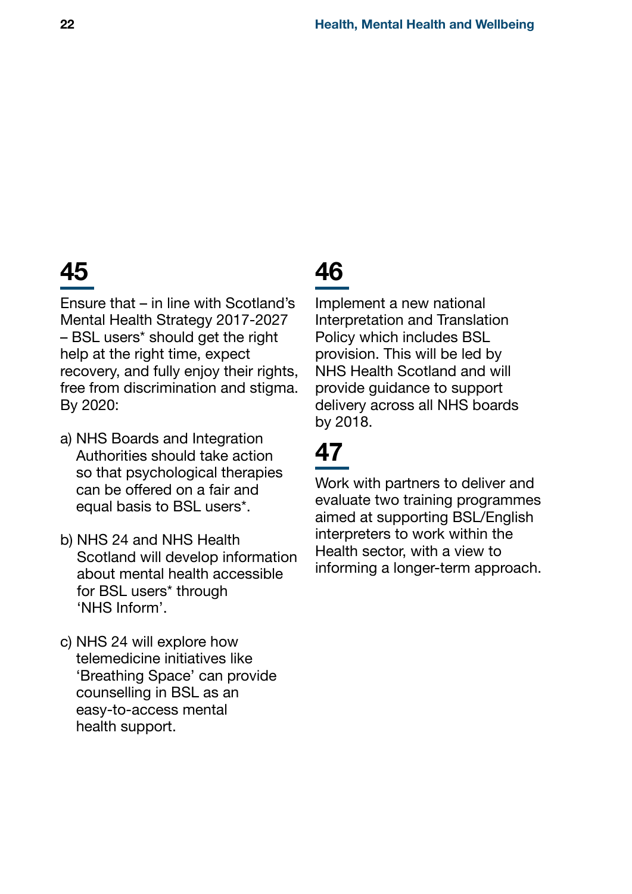## 45

Ensure that – in line with Scotland's Mental Health Strategy 2017-2027 – BSL users* should get the right help at the right time, expect recovery, and fully enjoy their rights, free from discrimination and stigma. By 2020:

a) NHS Boards and Integration Authorities should take action so that psychological therapies can be offered on a fair and equal basis to BSL users*.

b) NHS 24 and NHS Health Scotland will develop information about mental health accessible for BSL users* through 'NHS Inform'.

c) NHS 24 will explore how telemedicine initiatives like 'Breathing Space' can provide counselling in BSL as an easy-to-access mental health support.

## 46

Implement a new national Interpretation and Translation Policy which includes BSL provision. This will be led by NHS Health Scotland and will provide guidance to support delivery across all NHS boards by 2018.

## 47

Work with partners to deliver and evaluate two training programmes aimed at supporting BSL/English interpreters to work within the Health sector, with a view to informing a longer-term approach.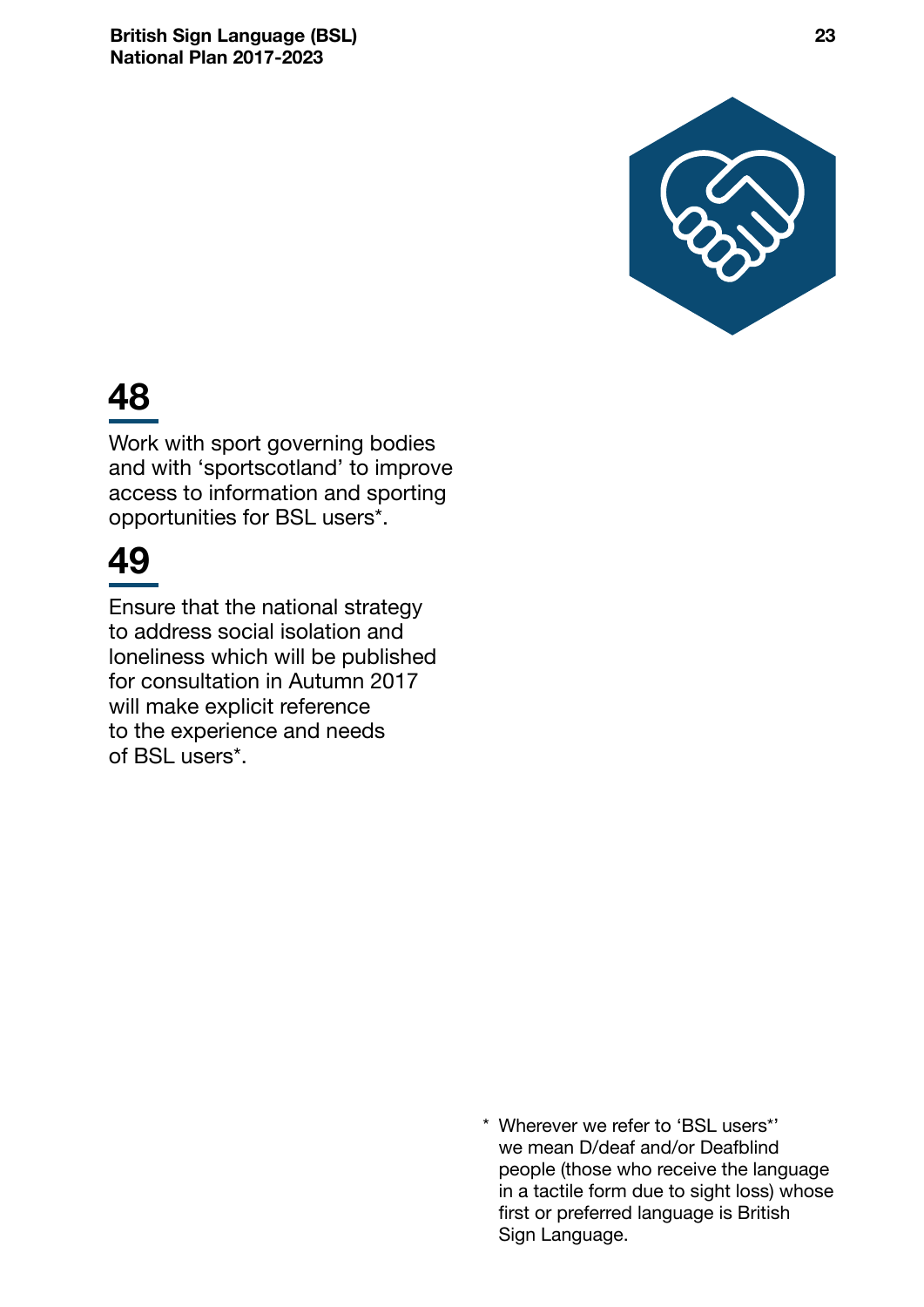## 48

Work with sport governing bodies and with 'sportscotland' to improve access to information and sporting opportunities for BSL users*.

## 49

Ensure that the national strategy to address social isolation and loneliness which will be published for consultation in Autumn 2017 will make explicit reference to the experience and needs of BSL users*.

* Wherever we refer to 'BSL users*' we mean D/deaf and/or Deafblind people (those who receive the language in a tactile form due to sight loss) whose first or preferred language is British Sign Language.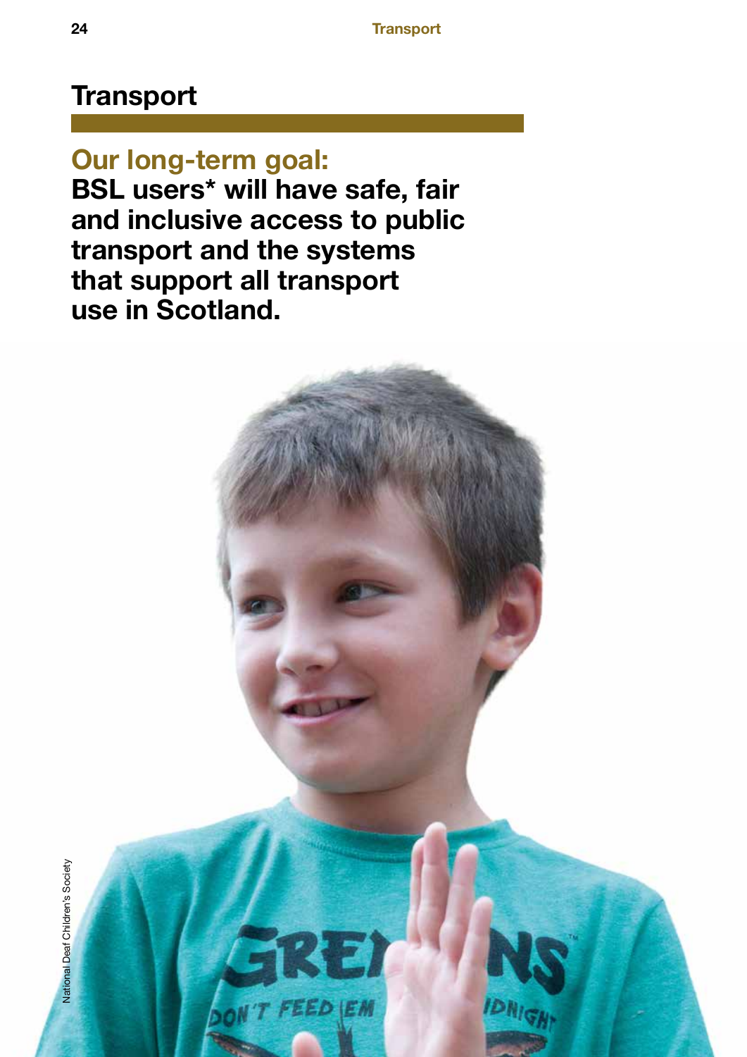# Transport

## Our long-term goal:

**BSL users* will have safe, fair and inclusive access to public transport and the systems that support all transport use in Scotland.**

National Deaf Children's Society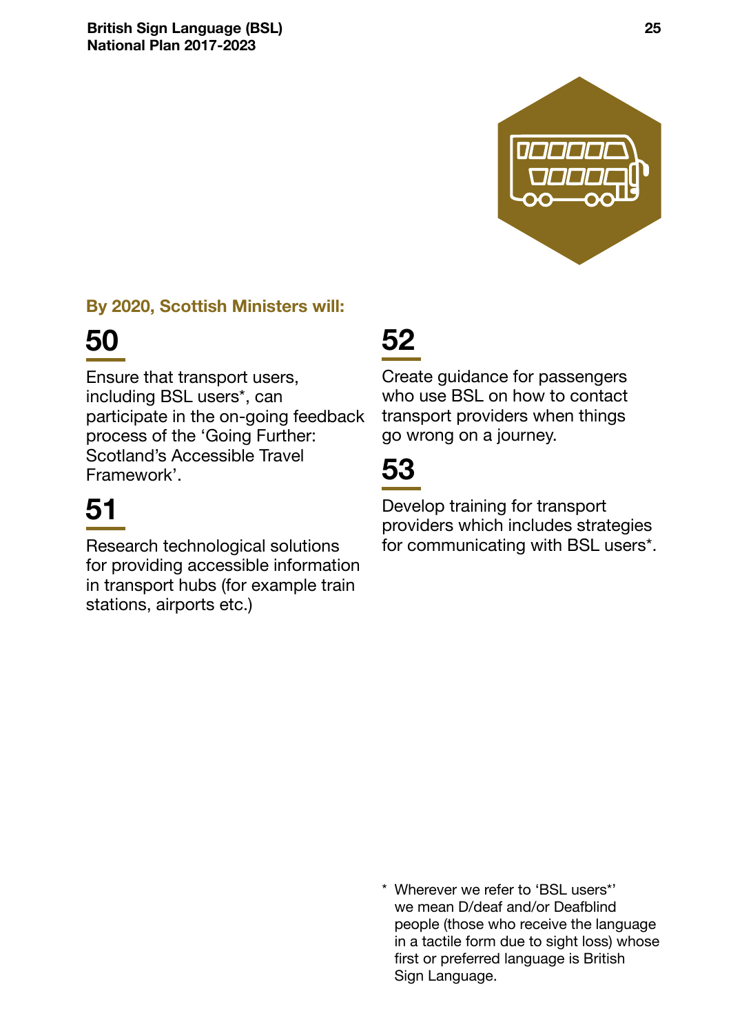**By 2020, Scottish Ministers will:**

## 50

Ensure that transport users, including BSL users*, can participate in the on-going feedback process of the 'Going Further: Scotland's Accessible Travel Framework'.

## 51

Research technological solutions for providing accessible information in transport hubs (for example train stations, airports etc.)

## 52

Create guidance for passengers who use BSL on how to contact transport providers when things go wrong on a journey.

## 53

Develop training for transport providers which includes strategies for communicating with BSL users*.

\* Wherever we refer to 'BSL users*' we mean D/deaf and/or Deafblind people (those who receive the language in a tactile form due to sight loss) whose first or preferred language is British Sign Language.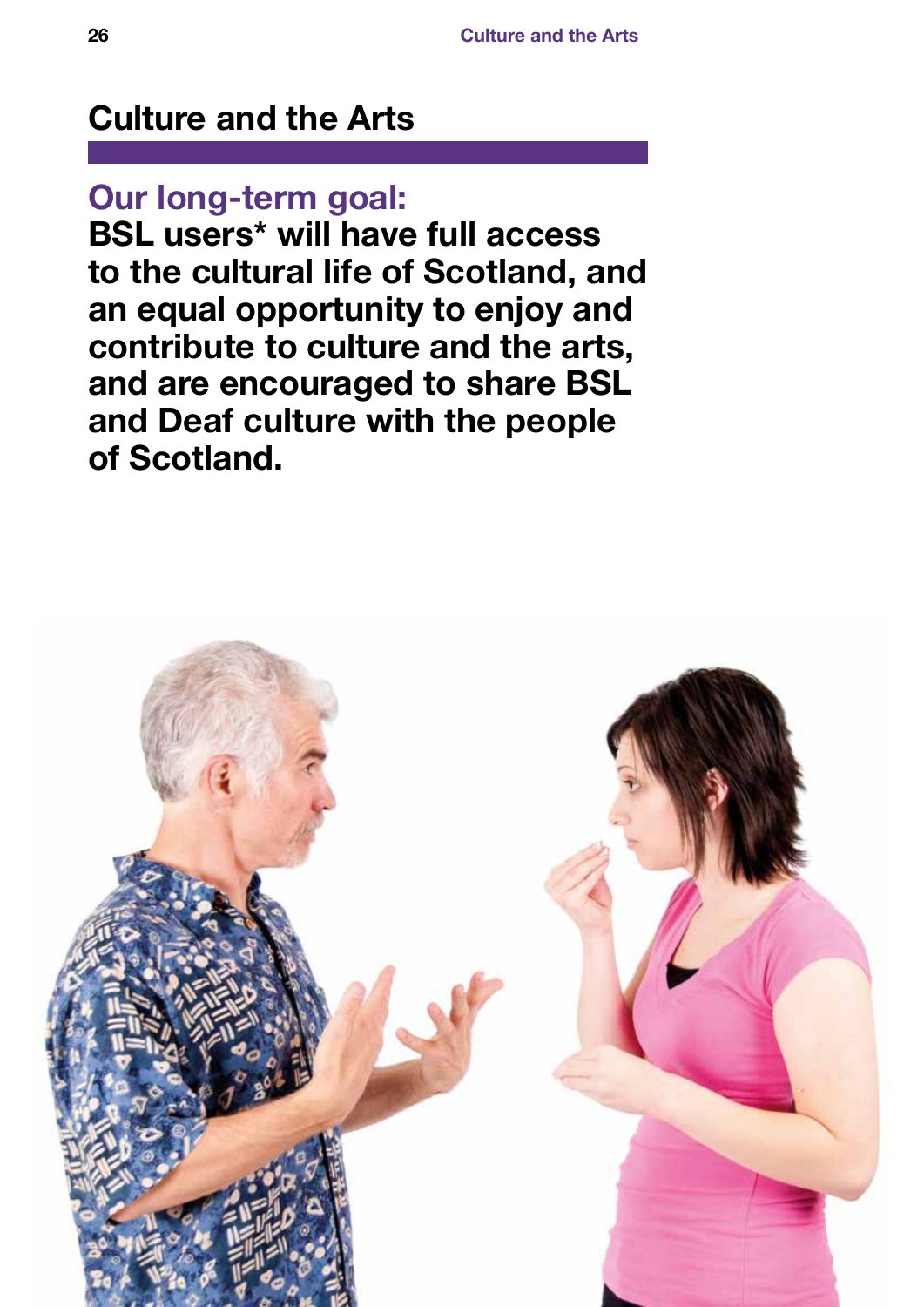# Culture and the Arts

## Our long-term goal:

**BSL users* will have full access to the cultural life of Scotland, and an equal opportunity to enjoy and contribute to culture and the arts, and are encouraged to share BSL and Deaf culture with the people of Scotland.**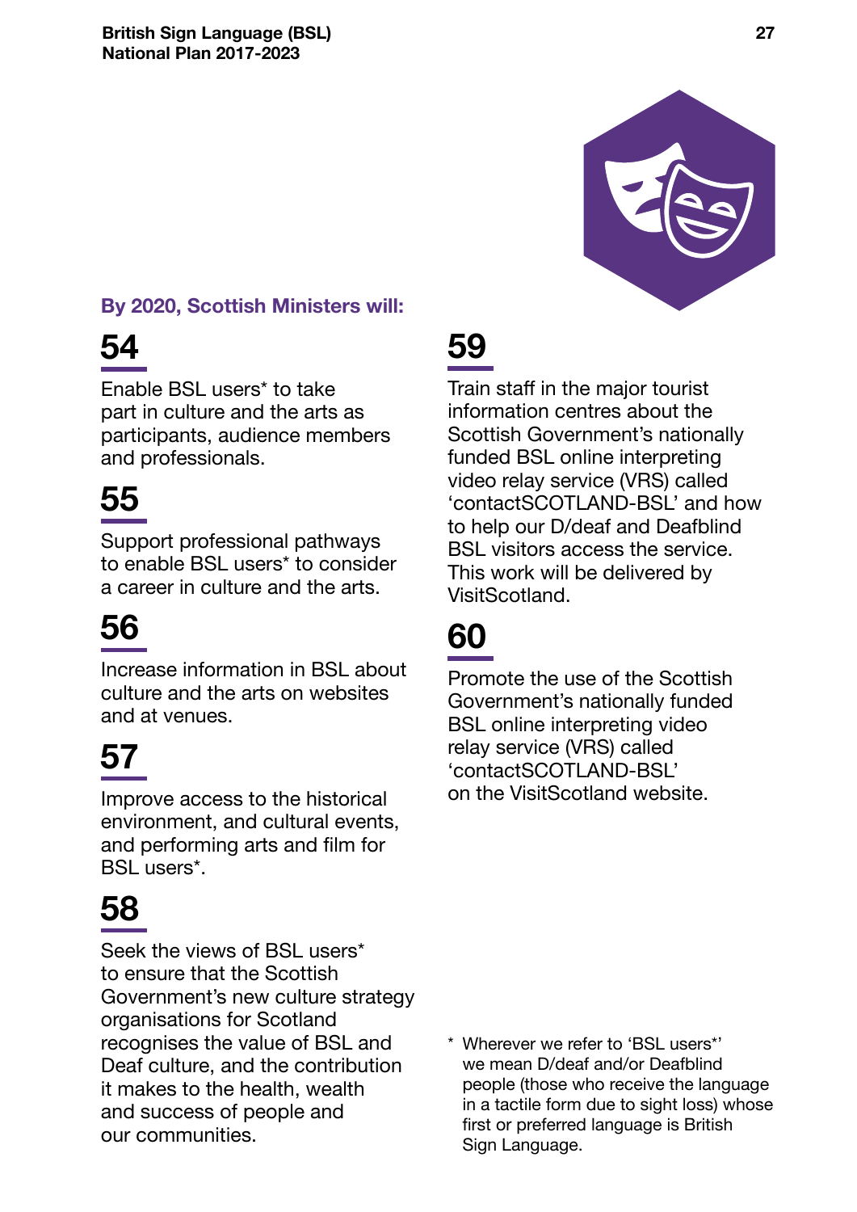**By 2020, Scottish Ministers will:**

## 54

Enable BSL users* to take part in culture and the arts as participants, audience members and professionals.

## 55

Support professional pathways to enable BSL users* to consider a career in culture and the arts.

## 56

Increase information in BSL about culture and the arts on websites and at venues.

## 57

Improve access to the historical environment, and cultural events, and performing arts and film for BSL users*.

## 58

Seek the views of BSL users* to ensure that the Scottish Government's new culture strategy organisations for Scotland recognises the value of BSL and Deaf culture, and the contribution it makes to the health, wealth and success of people and our communities.

## 59

Train staff in the major tourist information centres about the Scottish Government's nationally funded BSL online interpreting video relay service (VRS) called 'contactSCOTLAND-BSL' and how to help our D/deaf and Deafblind BSL visitors access the service. This work will be delivered by VisitScotland.

## 60

Promote the use of the Scottish Government's nationally funded BSL online interpreting video relay service (VRS) called 'contactSCOTLAND-BSL' on the VisitScotland website.

\* Wherever we refer to 'BSL users*' we mean D/deaf and/or Deafblind people (those who receive the language in a tactile form due to sight loss) whose first or preferred language is British Sign Language.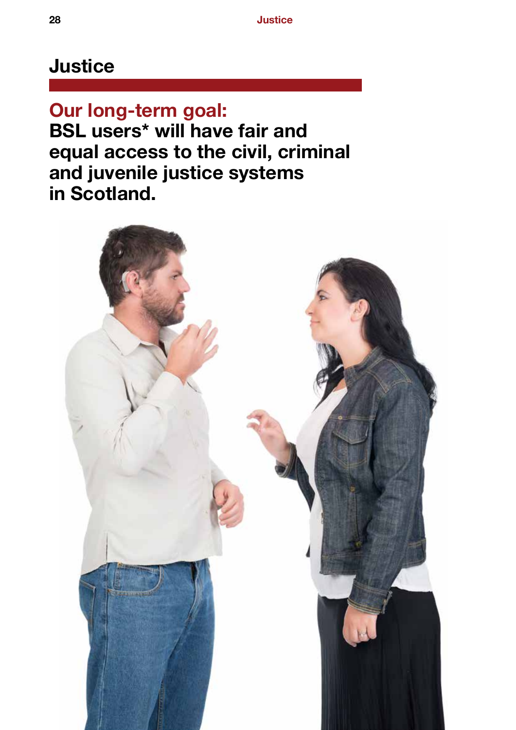# Justice

## Our long-term goal:

**BSL users* will have fair and equal access to the civil, criminal and juvenile justice systems in Scotland.**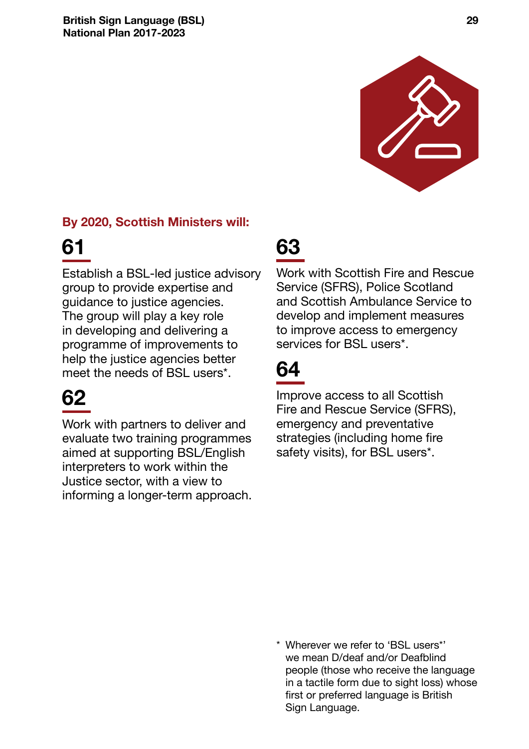**By 2020, Scottish Ministers will:**

## 61

Establish a BSL-led justice advisory group to provide expertise and guidance to justice agencies. The group will play a key role in developing and delivering a programme of improvements to help the justice agencies better meet the needs of BSL users*.

## 62

Work with partners to deliver and evaluate two training programmes aimed at supporting BSL/English interpreters to work within the Justice sector, with a view to informing a longer-term approach.

## 63

Work with Scottish Fire and Rescue Service (SFRS), Police Scotland and Scottish Ambulance Service to develop and implement measures to improve access to emergency services for BSL users*.

## 64

Improve access to all Scottish Fire and Rescue Service (SFRS), emergency and preventative strategies (including home fire safety visits), for BSL users*.

\* Wherever we refer to 'BSL users*' we mean D/deaf and/or Deafblind people (those who receive the language in a tactile form due to sight loss) whose first or preferred language is British Sign Language.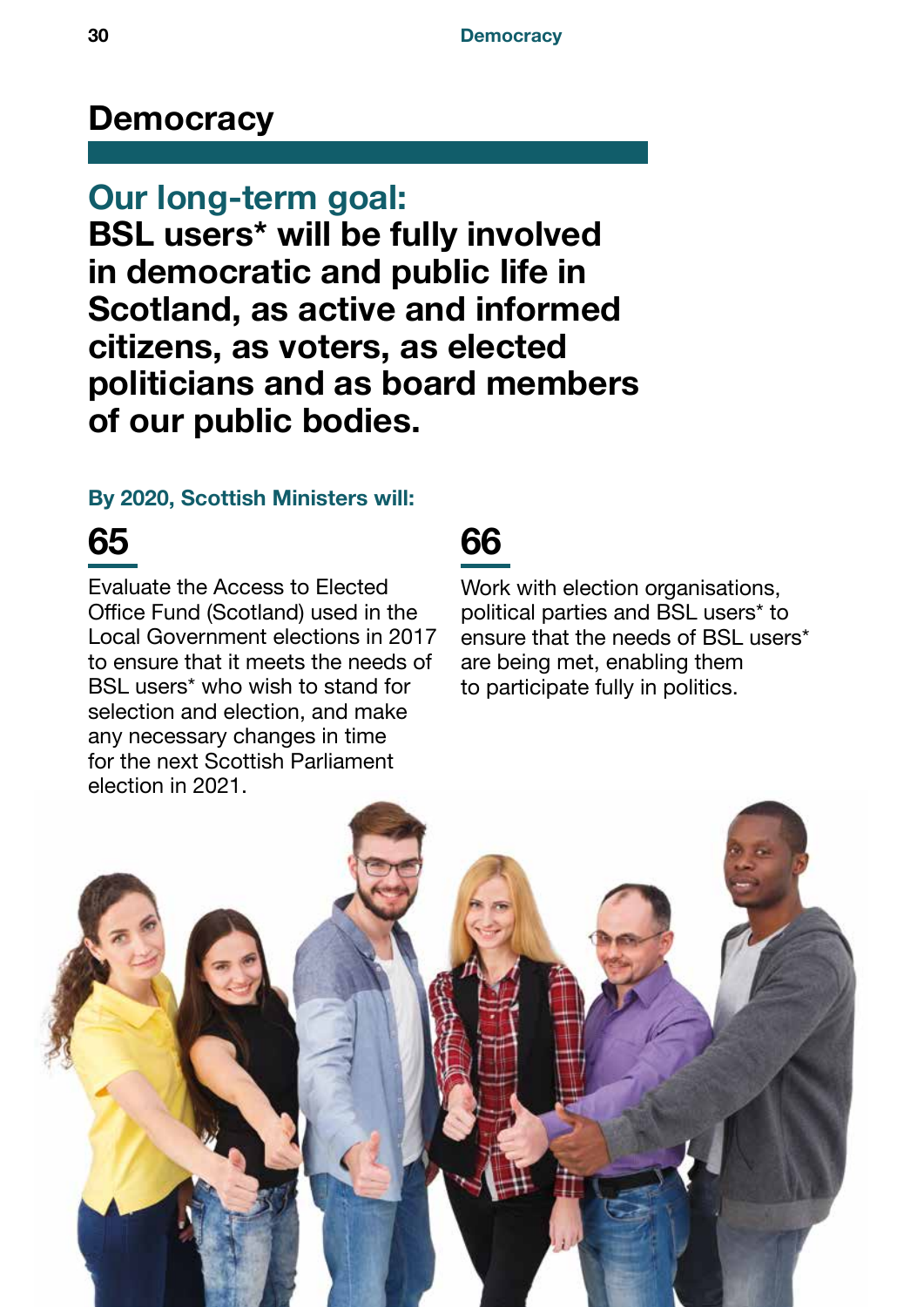# Democracy

## Our long-term goal:

**BSL users* will be fully involved in democratic and public life in Scotland, as active and informed citizens, as voters, as elected politicians and as board members of our public bodies.**

### By 2020, Scottish Ministers will:

**65**

Evaluate the Access to Elected Office Fund (Scotland) used in the Local Government elections in 2017 to ensure that it meets the needs of BSL users* who wish to stand for selection and election, and make any necessary changes in time for the next Scottish Parliament election in 2021.

**66**

Work with election organisations, political parties and BSL users* to ensure that the needs of BSL users* are being met, enabling them to participate fully in politics.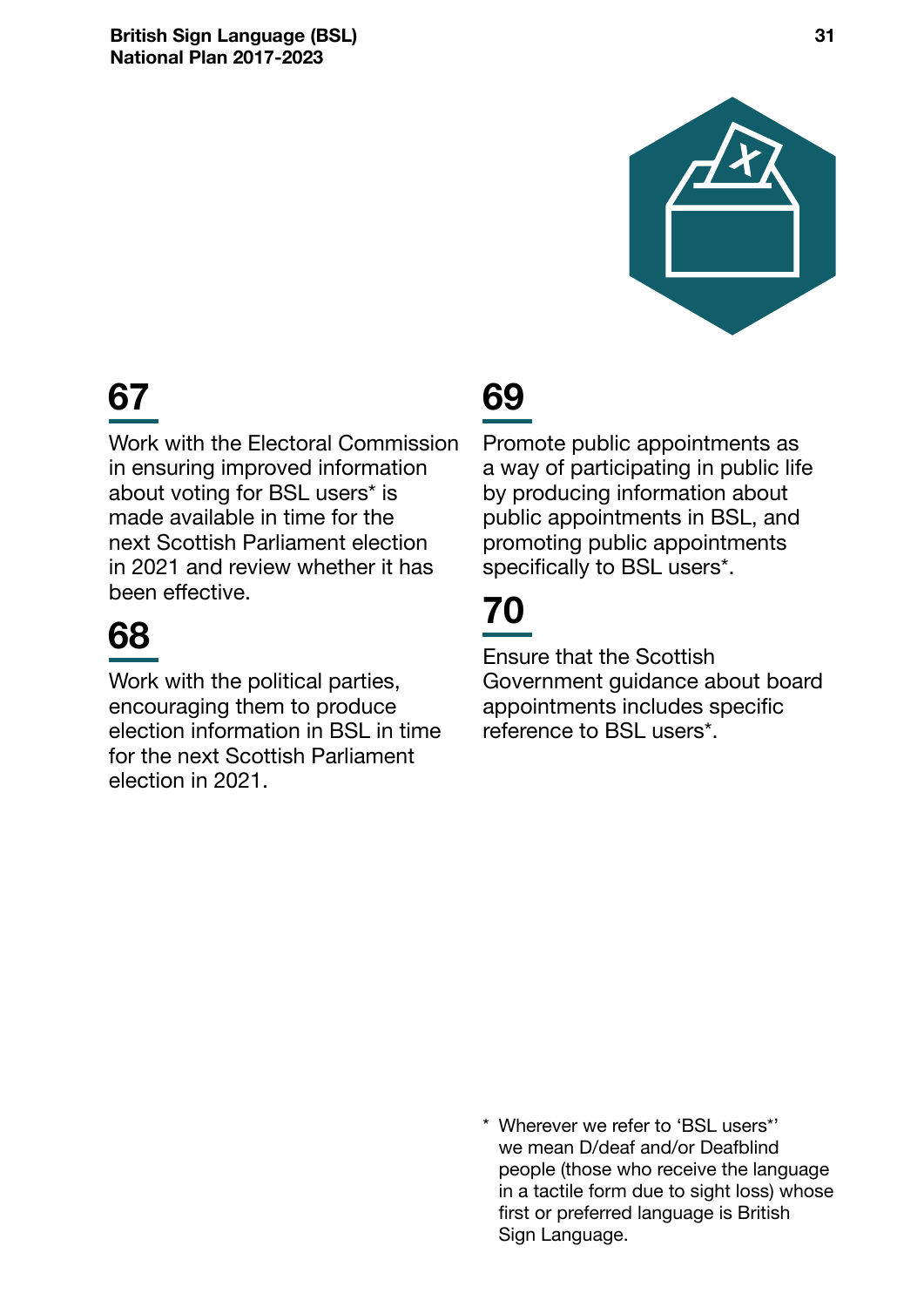## 67

Work with the Electoral Commission in ensuring improved information about voting for BSL users* is made available in time for the next Scottish Parliament election in 2021 and review whether it has been effective.

## 68

Work with the political parties, encouraging them to produce election information in BSL in time for the next Scottish Parliament election in 2021.

## 69

Promote public appointments as a way of participating in public life by producing information about public appointments in BSL, and promoting public appointments specifically to BSL users*.

## 70

Ensure that the Scottish Government guidance about board appointments includes specific reference to BSL users*.

\* Wherever we refer to 'BSL users*' we mean D/deaf and/or Deafblind people (those who receive the language in a tactile form due to sight loss) whose first or preferred language is British Sign Language.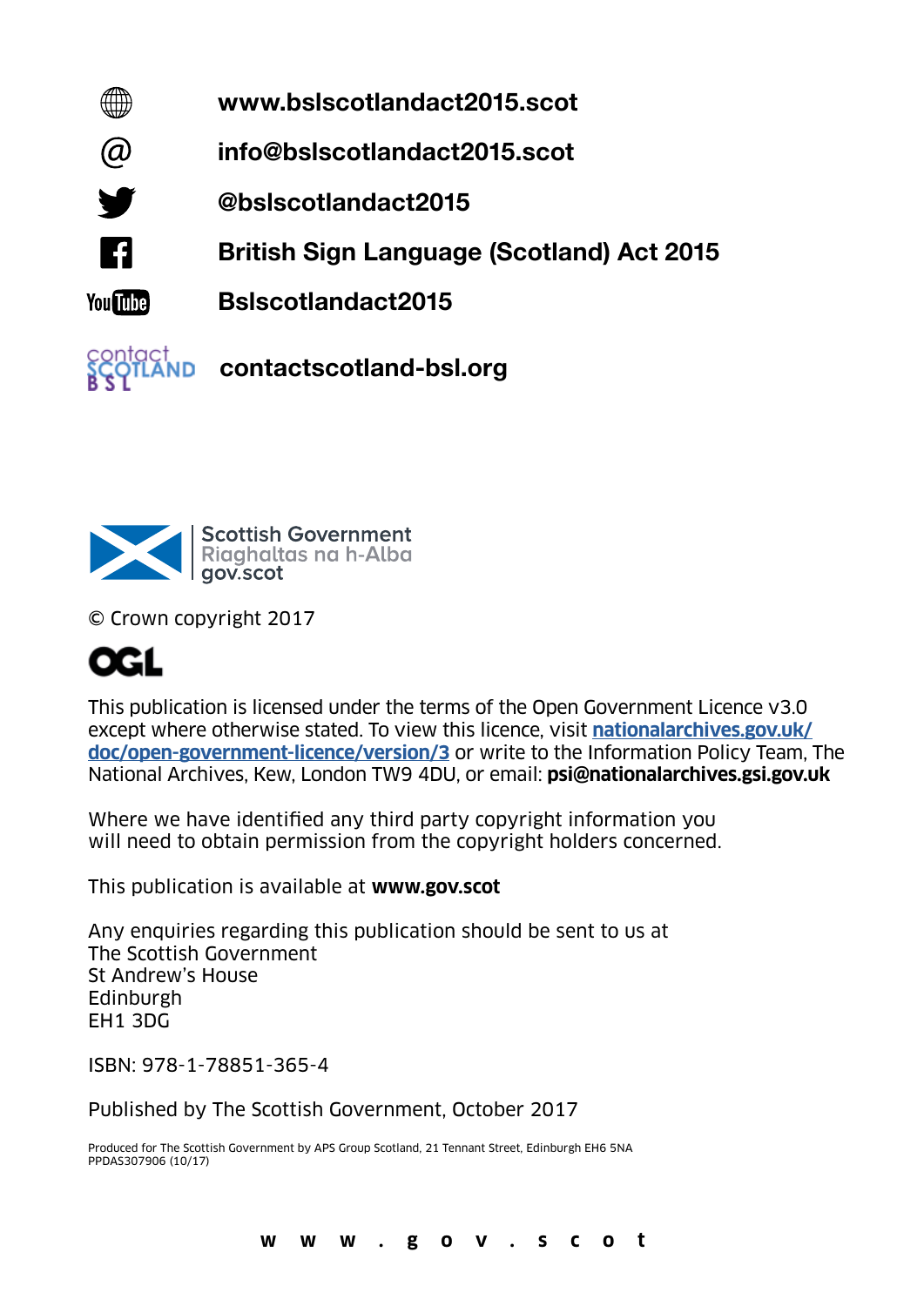**www.bslscotlandact2015.scot**

**info@bslscotlandact2015.scot**

**@bslscotlandact2015**

**British Sign Language (Scotland) Act 2015**

**Bslscotlandact2015**

**contactscotland-bsl.org**

Scottish Government
Riaghaltas na h-Alba
gov.scot

© Crown copyright 2017

This publication is licensed under the terms of the Open Government Licence v3.0 except where otherwise stated. To view this licence, visit **nationalarchives.gov.uk/doc/open-government-licence/version/3** or write to the Information Policy Team, The National Archives, Kew, London TW9 4DU, or email: **psi@nationalarchives.gsi.gov.uk**

Where we have identified any third party copyright information you will need to obtain permission from the copyright holders concerned.

This publication is available at **www.gov.scot**

Any enquiries regarding this publication should be sent to us at
The Scottish Government
St Andrew's House
Edinburgh
EH1 3DG

ISBN: 978-1-78851-365-4

Published by The Scottish Government, October 2017

Produced for The Scottish Government by APS Group Scotland, 21 Tennant Street, Edinburgh EH6 5NA
PPDAS307906 (10/17)

**w w w . g o v . s c o t**